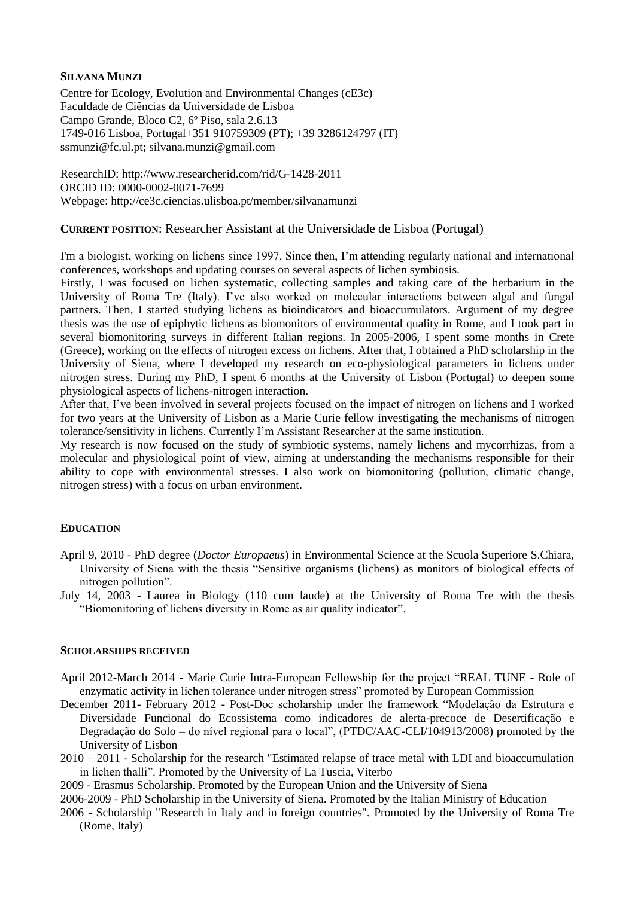**SILVANA MUNZI**

Centre for Ecology, Evolution and Environmental Changes (cE3c)
Faculdade de Ciências da Universidade de Lisboa
Campo Grande, Bloco C2, 6º Piso, sala 2.6.13
1749-016 Lisboa, Portugal+351 910759309 (PT); +39 3286124797 (IT)
ssmunzi@fc.ul.pt; silvana.munzi@gmail.com

ResearchID: http://www.researcherid.com/rid/G-1428-2011
ORCID ID: 0000-0002-0071-7699
Webpage: http://ce3c.ciencias.ulisboa.pt/member/silvanamunzi

**CURRENT POSITION**: Researcher Assistant at the Universidade de Lisboa (Portugal)

I'm a biologist, working on lichens since 1997. Since then, I'm attending regularly national and international conferences, workshops and updating courses on several aspects of lichen symbiosis.
Firstly, I was focused on lichen systematic, collecting samples and taking care of the herbarium in the University of Roma Tre (Italy). I've also worked on molecular interactions between algal and fungal partners. Then, I started studying lichens as bioindicators and bioaccumulators. Argument of my degree thesis was the use of epiphytic lichens as biomonitors of environmental quality in Rome, and I took part in several biomonitoring surveys in different Italian regions. In 2005-2006, I spent some months in Crete (Greece), working on the effects of nitrogen excess on lichens. After that, I obtained a PhD scholarship in the University of Siena, where I developed my research on eco-physiological parameters in lichens under nitrogen stress. During my PhD, I spent 6 months at the University of Lisbon (Portugal) to deepen some physiological aspects of lichens-nitrogen interaction.
After that, I've been involved in several projects focused on the impact of nitrogen on lichens and I worked for two years at the University of Lisbon as a Marie Curie fellow investigating the mechanisms of nitrogen tolerance/sensitivity in lichens. Currently I'm Assistant Researcher at the same institution.
My research is now focused on the study of symbiotic systems, namely lichens and mycorrhizas, from a molecular and physiological point of view, aiming at understanding the mechanisms responsible for their ability to cope with environmental stresses. I also work on biomonitoring (pollution, climatic change, nitrogen stress) with a focus on urban environment.

## EDUCATION

April 9, 2010 - PhD degree (*Doctor Europaeus*) in Environmental Science at the Scuola Superiore S.Chiara, University of Siena with the thesis "Sensitive organisms (lichens) as monitors of biological effects of nitrogen pollution".

July 14, 2003 - Laurea in Biology (110 cum laude) at the University of Roma Tre with the thesis "Biomonitoring of lichens diversity in Rome as air quality indicator".

## SCHOLARSHIPS RECEIVED

April 2012-March 2014 - Marie Curie Intra-European Fellowship for the project "REAL TUNE - Role of enzymatic activity in lichen tolerance under nitrogen stress" promoted by European Commission

December 2011- February 2012 - Post-Doc scholarship under the framework "Modelação da Estrutura e Diversidade Funcional do Ecossistema como indicadores de alerta-precoce de Desertificação e Degradação do Solo – do nível regional para o local", (PTDC/AAC-CLI/104913/2008) promoted by the University of Lisbon

2010 – 2011 - Scholarship for the research "Estimated relapse of trace metal with LDI and bioaccumulation in lichen thalli". Promoted by the University of La Tuscia, Viterbo

2009 - Erasmus Scholarship. Promoted by the European Union and the University of Siena

2006-2009 - PhD Scholarship in the University of Siena. Promoted by the Italian Ministry of Education

2006 - Scholarship "Research in Italy and in foreign countries". Promoted by the University of Roma Tre (Rome, Italy)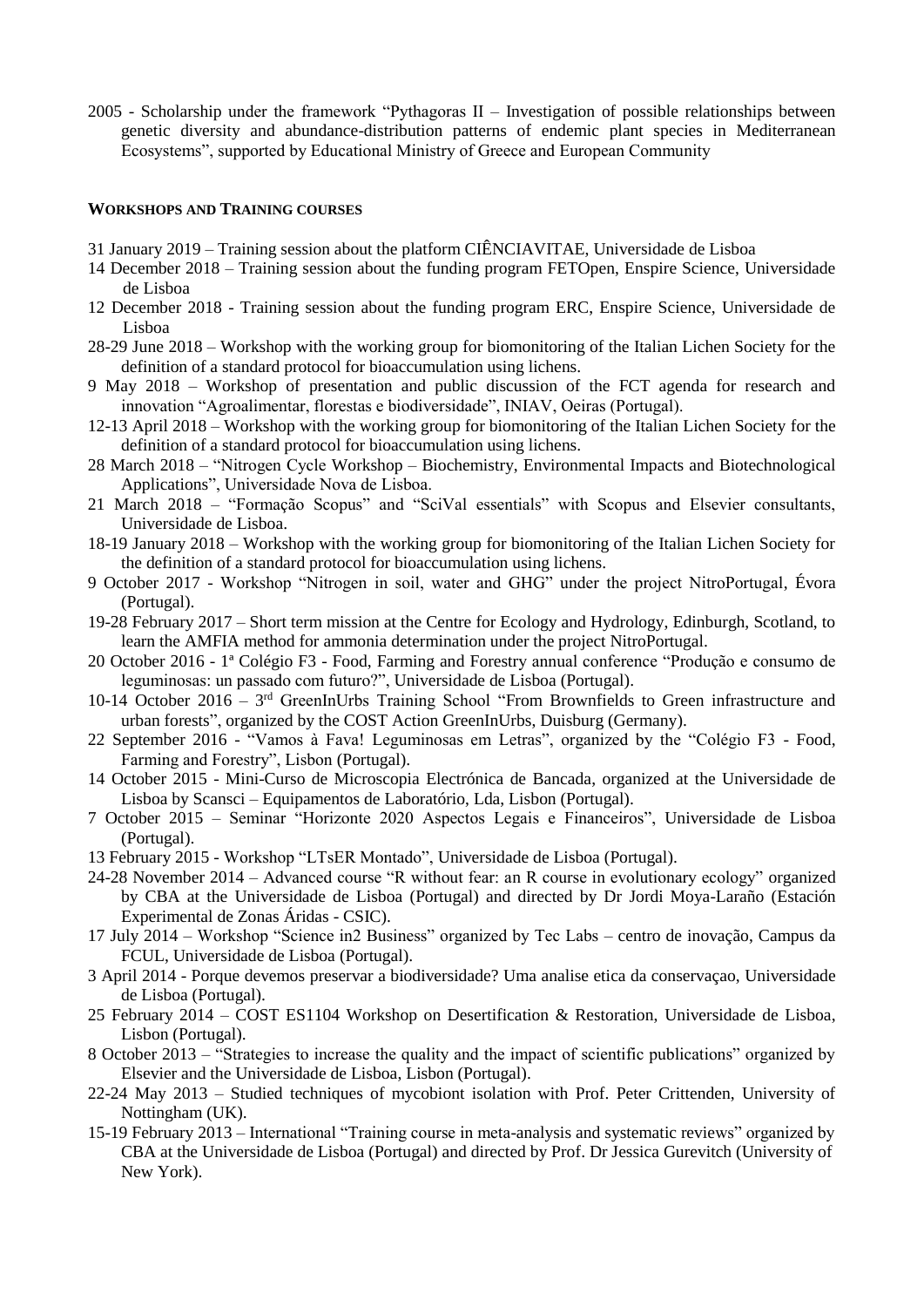2005 - Scholarship under the framework "Pythagoras II – Investigation of possible relationships between genetic diversity and abundance-distribution patterns of endemic plant species in Mediterranean Ecosystems", supported by Educational Ministry of Greece and European Community

## WORKSHOPS AND TRAINING COURSES

31 January 2019 – Training session about the platform CIÊNCIAVITAE, Universidade de Lisboa

14 December 2018 – Training session about the funding program FETOpen, Enspire Science, Universidade de Lisboa

12 December 2018 - Training session about the funding program ERC, Enspire Science, Universidade de Lisboa

28-29 June 2018 – Workshop with the working group for biomonitoring of the Italian Lichen Society for the definition of a standard protocol for bioaccumulation using lichens.

9 May 2018 – Workshop of presentation and public discussion of the FCT agenda for research and innovation "Agroalimentar, florestas e biodiversidade", INIAV, Oeiras (Portugal).

12-13 April 2018 – Workshop with the working group for biomonitoring of the Italian Lichen Society for the definition of a standard protocol for bioaccumulation using lichens.

28 March 2018 – "Nitrogen Cycle Workshop – Biochemistry, Environmental Impacts and Biotechnological Applications", Universidade Nova de Lisboa.

21 March 2018 – "Formação Scopus" and "SciVal essentials" with Scopus and Elsevier consultants, Universidade de Lisboa.

18-19 January 2018 – Workshop with the working group for biomonitoring of the Italian Lichen Society for the definition of a standard protocol for bioaccumulation using lichens.

9 October 2017 - Workshop "Nitrogen in soil, water and GHG" under the project NitroPortugal, Évora (Portugal).

19-28 February 2017 – Short term mission at the Centre for Ecology and Hydrology, Edinburgh, Scotland, to learn the AMFIA method for ammonia determination under the project NitroPortugal.

20 October 2016 - 1ª Colégio F3 - Food, Farming and Forestry annual conference "Produção e consumo de leguminosas: un passado com futuro?", Universidade de Lisboa (Portugal).

10-14 October 2016 – 3rd GreenInUrbs Training School "From Brownfields to Green infrastructure and urban forests", organized by the COST Action GreenInUrbs, Duisburg (Germany).

22 September 2016 - "Vamos à Fava! Leguminosas em Letras", organized by the "Colégio F3 - Food, Farming and Forestry", Lisbon (Portugal).

14 October 2015 - Mini-Curso de Microscopia Electrónica de Bancada, organized at the Universidade de Lisboa by Scansci – Equipamentos de Laboratório, Lda, Lisbon (Portugal).

7 October 2015 – Seminar "Horizonte 2020 Aspectos Legais e Financeiros", Universidade de Lisboa (Portugal).

13 February 2015 - Workshop "LTsER Montado", Universidade de Lisboa (Portugal).

24-28 November 2014 – Advanced course "R without fear: an R course in evolutionary ecology" organized by CBA at the Universidade de Lisboa (Portugal) and directed by Dr Jordi Moya-Laraño (Estación Experimental de Zonas Áridas - CSIC).

17 July 2014 – Workshop "Science in2 Business" organized by Tec Labs – centro de inovação, Campus da FCUL, Universidade de Lisboa (Portugal).

3 April 2014 - Porque devemos preservar a biodiversidade? Uma analise etica da conservaçao, Universidade de Lisboa (Portugal).

25 February 2014 – COST ES1104 Workshop on Desertification & Restoration, Universidade de Lisboa, Lisbon (Portugal).

8 October 2013 – "Strategies to increase the quality and the impact of scientific publications" organized by Elsevier and the Universidade de Lisboa, Lisbon (Portugal).

22-24 May 2013 – Studied techniques of mycobiont isolation with Prof. Peter Crittenden, University of Nottingham (UK).

15-19 February 2013 – International "Training course in meta-analysis and systematic reviews" organized by CBA at the Universidade de Lisboa (Portugal) and directed by Prof. Dr Jessica Gurevitch (University of New York).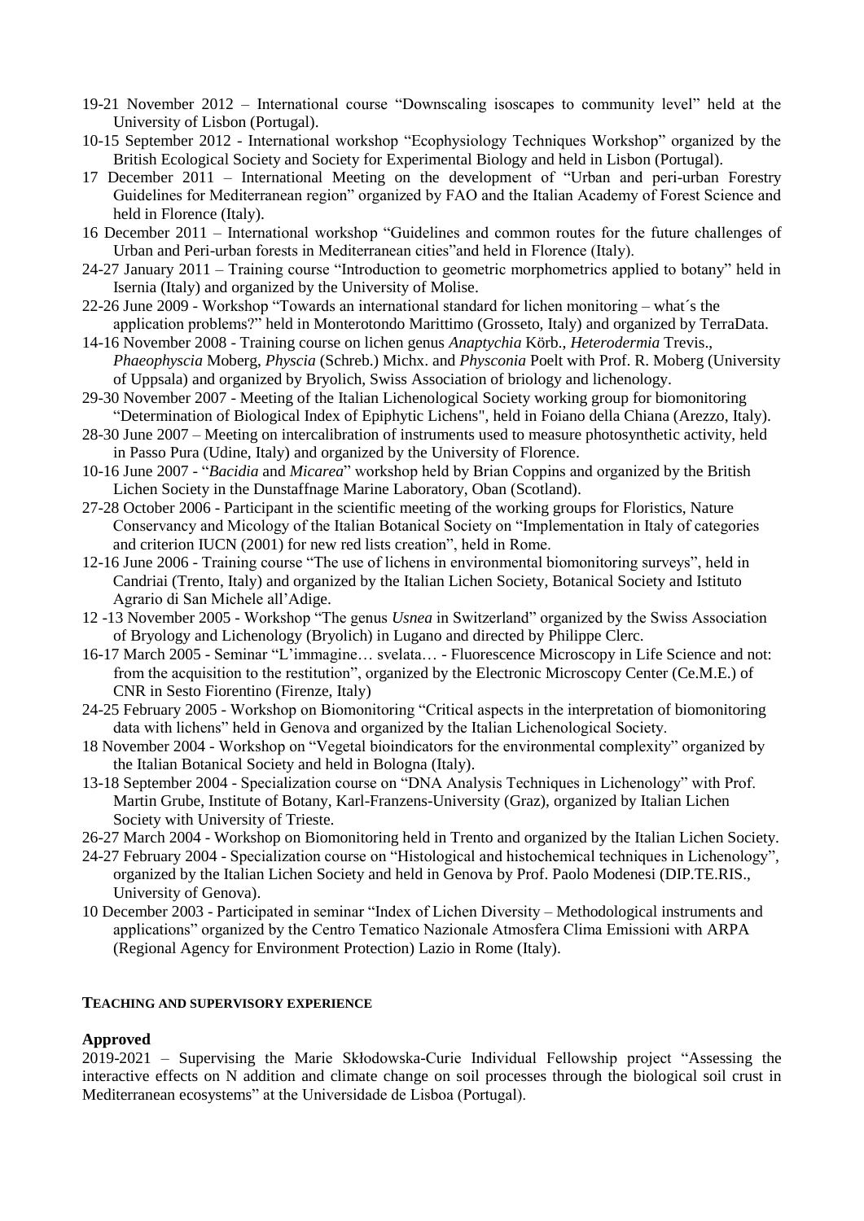19-21 November 2012 – International course "Downscaling isoscapes to community level" held at the University of Lisbon (Portugal).

10-15 September 2012 - International workshop "Ecophysiology Techniques Workshop" organized by the British Ecological Society and Society for Experimental Biology and held in Lisbon (Portugal).

17 December 2011 – International Meeting on the development of "Urban and peri-urban Forestry Guidelines for Mediterranean region" organized by FAO and the Italian Academy of Forest Science and held in Florence (Italy).

16 December 2011 – International workshop "Guidelines and common routes for the future challenges of Urban and Peri-urban forests in Mediterranean cities"and held in Florence (Italy).

24-27 January 2011 – Training course "Introduction to geometric morphometrics applied to botany" held in Isernia (Italy) and organized by the University of Molise.

22-26 June 2009 - Workshop "Towards an international standard for lichen monitoring – what´s the application problems?" held in Monterotondo Marittimo (Grosseto, Italy) and organized by TerraData.

14-16 November 2008 - Training course on lichen genus *Anaptychia* Körb., *Heterodermia* Trevis., *Phaeophyscia* Moberg, *Physcia* (Schreb.) Michx. and *Physconia* Poelt with Prof. R. Moberg (University of Uppsala) and organized by Bryolich, Swiss Association of briology and lichenology.

29-30 November 2007 - Meeting of the Italian Lichenological Society working group for biomonitoring "Determination of Biological Index of Epiphytic Lichens", held in Foiano della Chiana (Arezzo, Italy).

28-30 June 2007 – Meeting on intercalibration of instruments used to measure photosynthetic activity, held in Passo Pura (Udine, Italy) and organized by the University of Florence.

10-16 June 2007 - "*Bacidia* and *Micarea*" workshop held by Brian Coppins and organized by the British Lichen Society in the Dunstaffnage Marine Laboratory, Oban (Scotland).

27-28 October 2006 - Participant in the scientific meeting of the working groups for Floristics, Nature Conservancy and Micology of the Italian Botanical Society on "Implementation in Italy of categories and criterion IUCN (2001) for new red lists creation", held in Rome.

12-16 June 2006 - Training course "The use of lichens in environmental biomonitoring surveys", held in Candriai (Trento, Italy) and organized by the Italian Lichen Society, Botanical Society and Istituto Agrario di San Michele all'Adige.

12 -13 November 2005 - Workshop "The genus *Usnea* in Switzerland" organized by the Swiss Association of Bryology and Lichenology (Bryolich) in Lugano and directed by Philippe Clerc.

16-17 March 2005 - Seminar "L'immagine… svelata… - Fluorescence Microscopy in Life Science and not: from the acquisition to the restitution", organized by the Electronic Microscopy Center (Ce.M.E.) of CNR in Sesto Fiorentino (Firenze, Italy)

24-25 February 2005 - Workshop on Biomonitoring "Critical aspects in the interpretation of biomonitoring data with lichens" held in Genova and organized by the Italian Lichenological Society.

18 November 2004 - Workshop on "Vegetal bioindicators for the environmental complexity" organized by the Italian Botanical Society and held in Bologna (Italy).

13-18 September 2004 - Specialization course on "DNA Analysis Techniques in Lichenology" with Prof. Martin Grube, Institute of Botany, Karl-Franzens-University (Graz), organized by Italian Lichen Society with University of Trieste.

26-27 March 2004 - Workshop on Biomonitoring held in Trento and organized by the Italian Lichen Society.

24-27 February 2004 - Specialization course on "Histological and histochemical techniques in Lichenology", organized by the Italian Lichen Society and held in Genova by Prof. Paolo Modenesi (DIP.TE.RIS., University of Genova).

10 December 2003 - Participated in seminar "Index of Lichen Diversity – Methodological instruments and applications" organized by the Centro Tematico Nazionale Atmosfera Clima Emissioni with ARPA (Regional Agency for Environment Protection) Lazio in Rome (Italy).

## TEACHING AND SUPERVISORY EXPERIENCE

**Approved**

2019-2021 – Supervising the Marie Skłodowska-Curie Individual Fellowship project "Assessing the interactive effects on N addition and climate change on soil processes through the biological soil crust in Mediterranean ecosystems" at the Universidade de Lisboa (Portugal).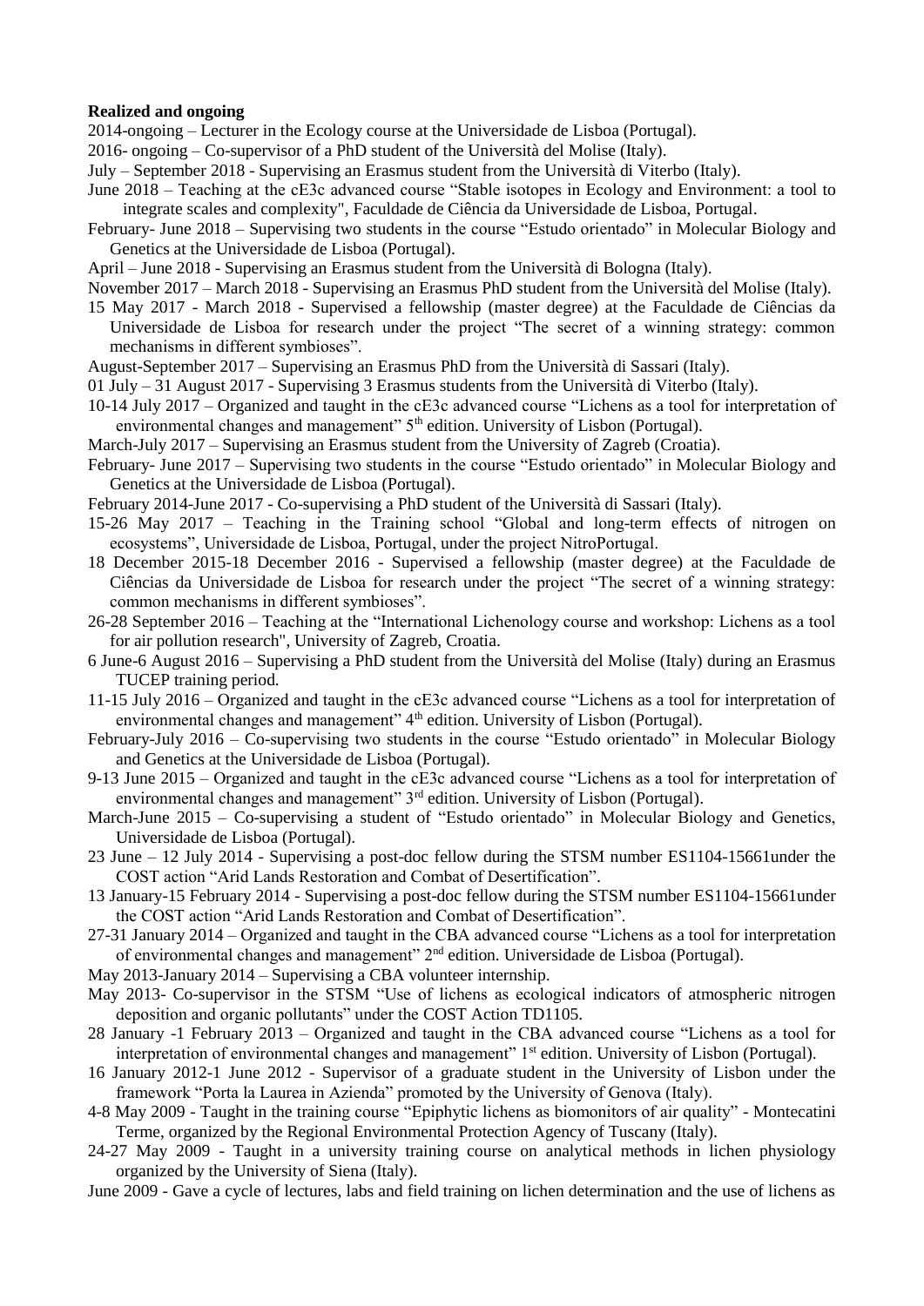**Realized and ongoing**

2014-ongoing – Lecturer in the Ecology course at the Universidade de Lisboa (Portugal).

2016- ongoing – Co-supervisor of a PhD student of the Università del Molise (Italy).

July – September 2018 - Supervising an Erasmus student from the Università di Viterbo (Italy).

June 2018 – Teaching at the cE3c advanced course "Stable isotopes in Ecology and Environment: a tool to integrate scales and complexity", Faculdade de Ciência da Universidade de Lisboa, Portugal.

February- June 2018 – Supervising two students in the course "Estudo orientado" in Molecular Biology and Genetics at the Universidade de Lisboa (Portugal).

April – June 2018 - Supervising an Erasmus student from the Università di Bologna (Italy).

November 2017 – March 2018 - Supervising an Erasmus PhD student from the Università del Molise (Italy).

15 May 2017 - March 2018 - Supervised a fellowship (master degree) at the Faculdade de Ciências da Universidade de Lisboa for research under the project "The secret of a winning strategy: common mechanisms in different symbioses".

August-September 2017 – Supervising an Erasmus PhD from the Università di Sassari (Italy).

01 July – 31 August 2017 - Supervising 3 Erasmus students from the Università di Viterbo (Italy).

10-14 July 2017 – Organized and taught in the cE3c advanced course "Lichens as a tool for interpretation of environmental changes and management" 5th edition. University of Lisbon (Portugal).

March-July 2017 – Supervising an Erasmus student from the University of Zagreb (Croatia).

February- June 2017 – Supervising two students in the course "Estudo orientado" in Molecular Biology and Genetics at the Universidade de Lisboa (Portugal).

February 2014-June 2017 - Co-supervising a PhD student of the Università di Sassari (Italy).

15-26 May 2017 – Teaching in the Training school "Global and long-term effects of nitrogen on ecosystems", Universidade de Lisboa, Portugal, under the project NitroPortugal.

18 December 2015-18 December 2016 - Supervised a fellowship (master degree) at the Faculdade de Ciências da Universidade de Lisboa for research under the project "The secret of a winning strategy: common mechanisms in different symbioses".

26-28 September 2016 – Teaching at the "International Lichenology course and workshop: Lichens as a tool for air pollution research", University of Zagreb, Croatia.

6 June-6 August 2016 – Supervising a PhD student from the Università del Molise (Italy) during an Erasmus TUCEP training period.

11-15 July 2016 – Organized and taught in the cE3c advanced course "Lichens as a tool for interpretation of environmental changes and management" 4th edition. University of Lisbon (Portugal).

February-July 2016 – Co-supervising two students in the course "Estudo orientado" in Molecular Biology and Genetics at the Universidade de Lisboa (Portugal).

9-13 June 2015 – Organized and taught in the cE3c advanced course "Lichens as a tool for interpretation of environmental changes and management" 3rd edition. University of Lisbon (Portugal).

March-June 2015 – Co-supervising a student of "Estudo orientado" in Molecular Biology and Genetics, Universidade de Lisboa (Portugal).

23 June – 12 July 2014 - Supervising a post-doc fellow during the STSM number ES1104-15661under the COST action "Arid Lands Restoration and Combat of Desertification".

13 January-15 February 2014 - Supervising a post-doc fellow during the STSM number ES1104-15661under the COST action "Arid Lands Restoration and Combat of Desertification".

27-31 January 2014 – Organized and taught in the CBA advanced course "Lichens as a tool for interpretation of environmental changes and management" 2nd edition. Universidade de Lisboa (Portugal).

May 2013-January 2014 – Supervising a CBA volunteer internship.

May 2013- Co-supervisor in the STSM "Use of lichens as ecological indicators of atmospheric nitrogen deposition and organic pollutants" under the COST Action TD1105.

28 January -1 February 2013 – Organized and taught in the CBA advanced course "Lichens as a tool for interpretation of environmental changes and management" 1st edition. University of Lisbon (Portugal).

16 January 2012-1 June 2012 - Supervisor of a graduate student in the University of Lisbon under the framework "Porta la Laurea in Azienda" promoted by the University of Genova (Italy).

4-8 May 2009 - Taught in the training course "Epiphytic lichens as biomonitors of air quality" - Montecatini Terme, organized by the Regional Environmental Protection Agency of Tuscany (Italy).

24-27 May 2009 - Taught in a university training course on analytical methods in lichen physiology organized by the University of Siena (Italy).

June 2009 - Gave a cycle of lectures, labs and field training on lichen determination and the use of lichens as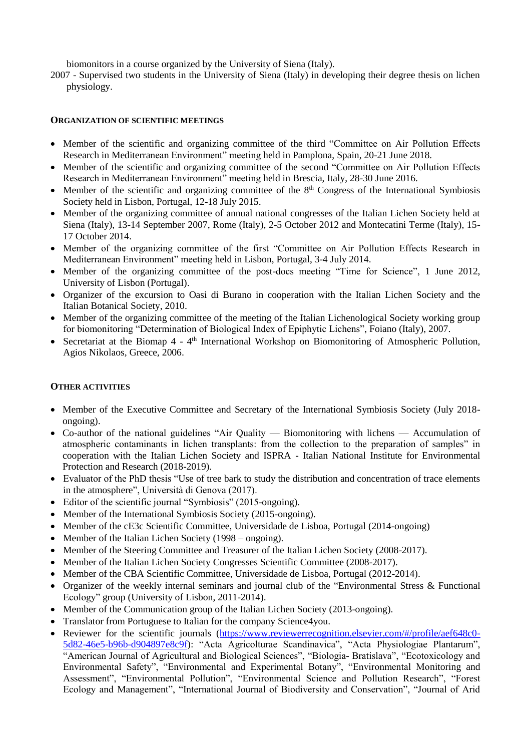biomonitors in a course organized by the University of Siena (Italy).

2007 - Supervised two students in the University of Siena (Italy) in developing their degree thesis on lichen physiology.

#### ORGANIZATION OF SCIENTIFIC MEETINGS

- Member of the scientific and organizing committee of the third "Committee on Air Pollution Effects Research in Mediterranean Environment" meeting held in Pamplona, Spain, 20-21 June 2018.
- Member of the scientific and organizing committee of the second "Committee on Air Pollution Effects Research in Mediterranean Environment" meeting held in Brescia, Italy, 28-30 June 2016.
- Member of the scientific and organizing committee of the 8th Congress of the International Symbiosis Society held in Lisbon, Portugal, 12-18 July 2015.
- Member of the organizing committee of annual national congresses of the Italian Lichen Society held at Siena (Italy), 13-14 September 2007, Rome (Italy), 2-5 October 2012 and Montecatini Terme (Italy), 15-17 October 2014.
- Member of the organizing committee of the first "Committee on Air Pollution Effects Research in Mediterranean Environment" meeting held in Lisbon, Portugal, 3-4 July 2014.
- Member of the organizing committee of the post-docs meeting "Time for Science", 1 June 2012, University of Lisbon (Portugal).
- Organizer of the excursion to Oasi di Burano in cooperation with the Italian Lichen Society and the Italian Botanical Society, 2010.
- Member of the organizing committee of the meeting of the Italian Lichenological Society working group for biomonitoring "Determination of Biological Index of Epiphytic Lichens", Foiano (Italy), 2007.
- Secretariat at the Biomap 4 - 4th International Workshop on Biomonitoring of Atmospheric Pollution, Agios Nikolaos, Greece, 2006.

#### OTHER ACTIVITIES

- Member of the Executive Committee and Secretary of the International Symbiosis Society (July 2018-ongoing).
- Co-author of the national guidelines "Air Quality — Biomonitoring with lichens — Accumulation of atmospheric contaminants in lichen transplants: from the collection to the preparation of samples" in cooperation with the Italian Lichen Society and ISPRA - Italian National Institute for Environmental Protection and Research (2018-2019).
- Evaluator of the PhD thesis "Use of tree bark to study the distribution and concentration of trace elements in the atmosphere", Università di Genova (2017).
- Editor of the scientific journal "Symbiosis" (2015-ongoing).
- Member of the International Symbiosis Society (2015-ongoing).
- Member of the cE3c Scientific Committee, Universidade de Lisboa, Portugal (2014-ongoing)
- Member of the Italian Lichen Society (1998 – ongoing).
- Member of the Steering Committee and Treasurer of the Italian Lichen Society (2008-2017).
- Member of the Italian Lichen Society Congresses Scientific Committee (2008-2017).
- Member of the CBA Scientific Committee, Universidade de Lisboa, Portugal (2012-2014).
- Organizer of the weekly internal seminars and journal club of the "Environmental Stress & Functional Ecology" group (University of Lisbon, 2011-2014).
- Member of the Communication group of the Italian Lichen Society (2013-ongoing).
- Translator from Portuguese to Italian for the company Science4you.
- Reviewer for the scientific journals (https://www.reviewerrecognition.elsevier.com/#/profile/aef648c0-5d82-46e5-b96b-d904897e8c9f): "Acta Agricolturae Scandinavica", "Acta Physiologiae Plantarum", "American Journal of Agricultural and Biological Sciences", "Biologia- Bratislava", "Ecotoxicology and Environmental Safety", "Environmental and Experimental Botany", "Environmental Monitoring and Assessment", "Environmental Pollution", "Environmental Science and Pollution Research", "Forest Ecology and Management", "International Journal of Biodiversity and Conservation", "Journal of Arid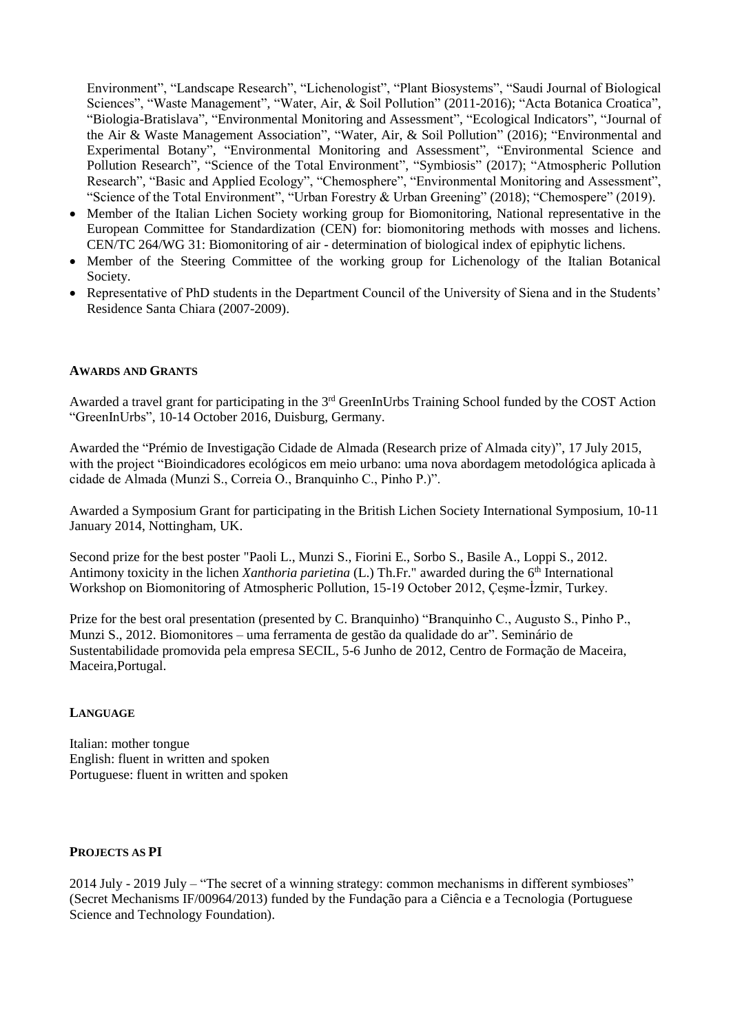Environment", "Landscape Research", "Lichenologist", "Plant Biosystems", "Saudi Journal of Biological Sciences", "Waste Management", "Water, Air, & Soil Pollution" (2011-2016); "Acta Botanica Croatica", "Biologia-Bratislava", "Environmental Monitoring and Assessment", "Ecological Indicators", "Journal of the Air & Waste Management Association", "Water, Air, & Soil Pollution" (2016); "Environmental and Experimental Botany", "Environmental Monitoring and Assessment", "Environmental Science and Pollution Research", "Science of the Total Environment", "Symbiosis" (2017); "Atmospheric Pollution Research", "Basic and Applied Ecology", "Chemosphere", "Environmental Monitoring and Assessment", "Science of the Total Environment", "Urban Forestry & Urban Greening" (2018); "Chemospere" (2019).

- Member of the Italian Lichen Society working group for Biomonitoring, National representative in the European Committee for Standardization (CEN) for: biomonitoring methods with mosses and lichens. CEN/TC 264/WG 31: Biomonitoring of air - determination of biological index of epiphytic lichens.
- Member of the Steering Committee of the working group for Lichenology of the Italian Botanical Society.
- Representative of PhD students in the Department Council of the University of Siena and in the Students' Residence Santa Chiara (2007-2009).

## AWARDS AND GRANTS

Awarded a travel grant for participating in the 3rd GreenInUrbs Training School funded by the COST Action "GreenInUrbs", 10-14 October 2016, Duisburg, Germany.

Awarded the "Prémio de Investigação Cidade de Almada (Research prize of Almada city)", 17 July 2015, with the project "Bioindicadores ecológicos em meio urbano: uma nova abordagem metodológica aplicada à cidade de Almada (Munzi S., Correia O., Branquinho C., Pinho P.)".

Awarded a Symposium Grant for participating in the British Lichen Society International Symposium, 10-11 January 2014, Nottingham, UK.

Second prize for the best poster "Paoli L., Munzi S., Fiorini E., Sorbo S., Basile A., Loppi S., 2012. Antimony toxicity in the lichen *Xanthoria parietina* (L.) Th.Fr." awarded during the 6th International Workshop on Biomonitoring of Atmospheric Pollution, 15-19 October 2012, Çeşme-İzmir, Turkey.

Prize for the best oral presentation (presented by C. Branquinho) "Branquinho C., Augusto S., Pinho P., Munzi S., 2012. Biomonitores – uma ferramenta de gestão da qualidade do ar". Seminário de Sustentabilidade promovida pela empresa SECIL, 5-6 Junho de 2012, Centro de Formação de Maceira, Maceira,Portugal.

## LANGUAGE

Italian: mother tongue
English: fluent in written and spoken
Portuguese: fluent in written and spoken

## PROJECTS AS PI

2014 July - 2019 July – "The secret of a winning strategy: common mechanisms in different symbioses" (Secret Mechanisms IF/00964/2013) funded by the Fundação para a Ciência e a Tecnologia (Portuguese Science and Technology Foundation).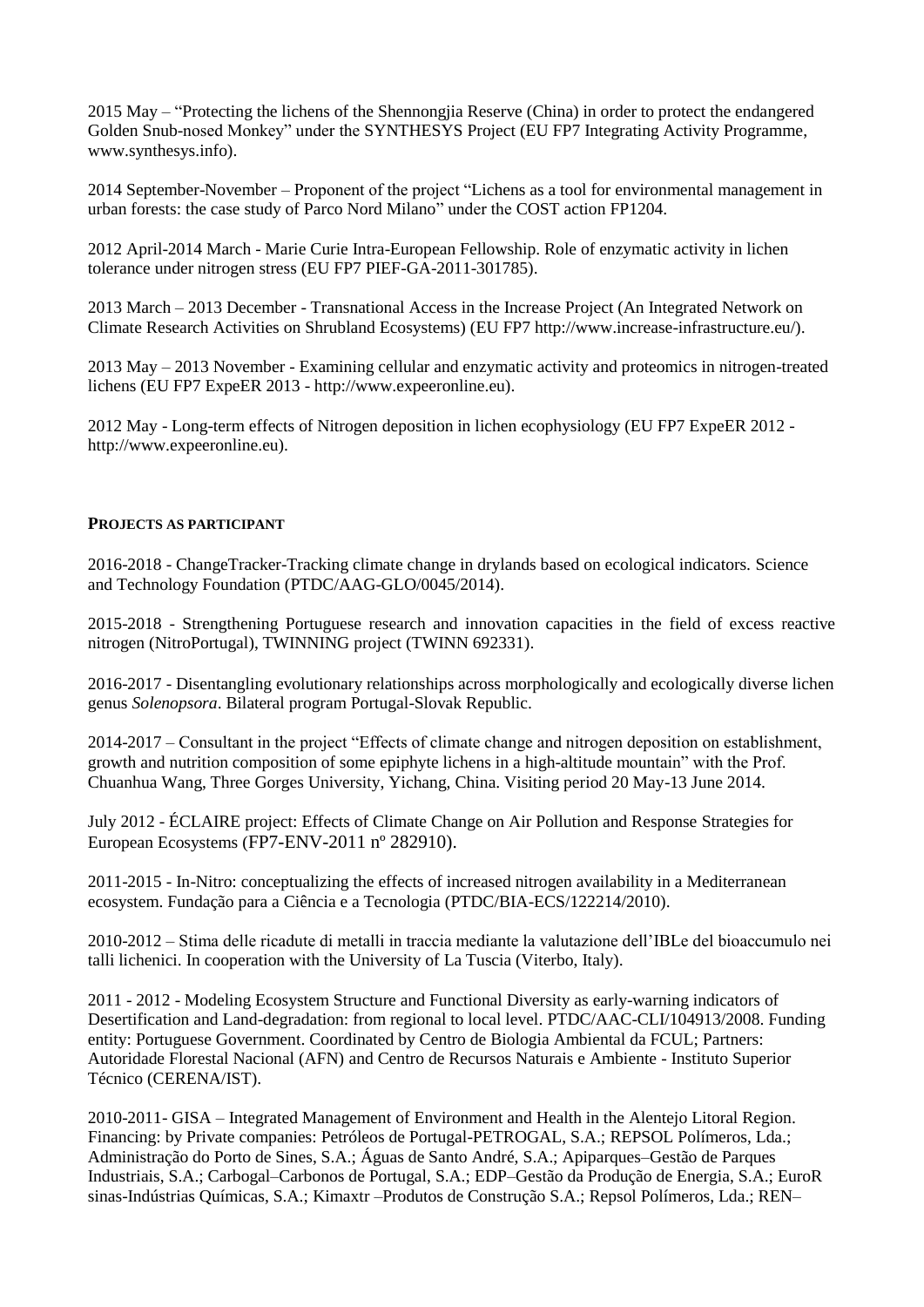2015 May – "Protecting the lichens of the Shennongjia Reserve (China) in order to protect the endangered Golden Snub-nosed Monkey" under the SYNTHESYS Project (EU FP7 Integrating Activity Programme, www.synthesys.info).

2014 September-November – Proponent of the project "Lichens as a tool for environmental management in urban forests: the case study of Parco Nord Milano" under the COST action FP1204.

2012 April-2014 March - Marie Curie Intra-European Fellowship. Role of enzymatic activity in lichen tolerance under nitrogen stress (EU FP7 PIEF-GA-2011-301785).

2013 March – 2013 December - Transnational Access in the Increase Project (An Integrated Network on Climate Research Activities on Shrubland Ecosystems) (EU FP7 http://www.increase-infrastructure.eu/).

2013 May – 2013 November - Examining cellular and enzymatic activity and proteomics in nitrogen-treated lichens (EU FP7 ExpeER 2013 - http://www.expeeronline.eu).

2012 May - Long-term effects of Nitrogen deposition in lichen ecophysiology (EU FP7 ExpeER 2012 - http://www.expeeronline.eu).

**PROJECTS AS PARTICIPANT**

2016-2018 - ChangeTracker-Tracking climate change in drylands based on ecological indicators. Science and Technology Foundation (PTDC/AAG-GLO/0045/2014).

2015-2018 - Strengthening Portuguese research and innovation capacities in the field of excess reactive nitrogen (NitroPortugal), TWINNING project (TWINN 692331).

2016-2017 - Disentangling evolutionary relationships across morphologically and ecologically diverse lichen genus *Solenopsora*. Bilateral program Portugal-Slovak Republic.

2014-2017 – Consultant in the project "Effects of climate change and nitrogen deposition on establishment, growth and nutrition composition of some epiphyte lichens in a high-altitude mountain" with the Prof. Chuanhua Wang, Three Gorges University, Yichang, China. Visiting period 20 May-13 June 2014.

July 2012 - ÉCLAIRE project: Effects of Climate Change on Air Pollution and Response Strategies for European Ecosystems (FP7-ENV-2011 nº 282910).

2011-2015 - In-Nitro: conceptualizing the effects of increased nitrogen availability in a Mediterranean ecosystem. Fundação para a Ciência e a Tecnologia (PTDC/BIA-ECS/122214/2010).

2010-2012 – Stima delle ricadute di metalli in traccia mediante la valutazione dell'IBLe del bioaccumulo nei talli lichenici. In cooperation with the University of La Tuscia (Viterbo, Italy).

2011 - 2012 - Modeling Ecosystem Structure and Functional Diversity as early-warning indicators of Desertification and Land-degradation: from regional to local level. PTDC/AAC-CLI/104913/2008. Funding entity: Portuguese Government. Coordinated by Centro de Biologia Ambiental da FCUL; Partners: Autoridade Florestal Nacional (AFN) and Centro de Recursos Naturais e Ambiente - Instituto Superior Técnico (CERENA/IST).

2010-2011- GISA – Integrated Management of Environment and Health in the Alentejo Litoral Region. Financing: by Private companies: Petróleos de Portugal-PETROGAL, S.A.; REPSOL Polímeros, Lda.; Administração do Porto de Sines, S.A.; Águas de Santo André, S.A.; Apiparques–Gestão de Parques Industriais, S.A.; Carbogal–Carbonos de Portugal, S.A.; EDP–Gestão da Produção de Energia, S.A.; EuroR sinas-Indústrias Químicas, S.A.; Kimaxtr –Produtos de Construção S.A.; Repsol Polímeros, Lda.; REN–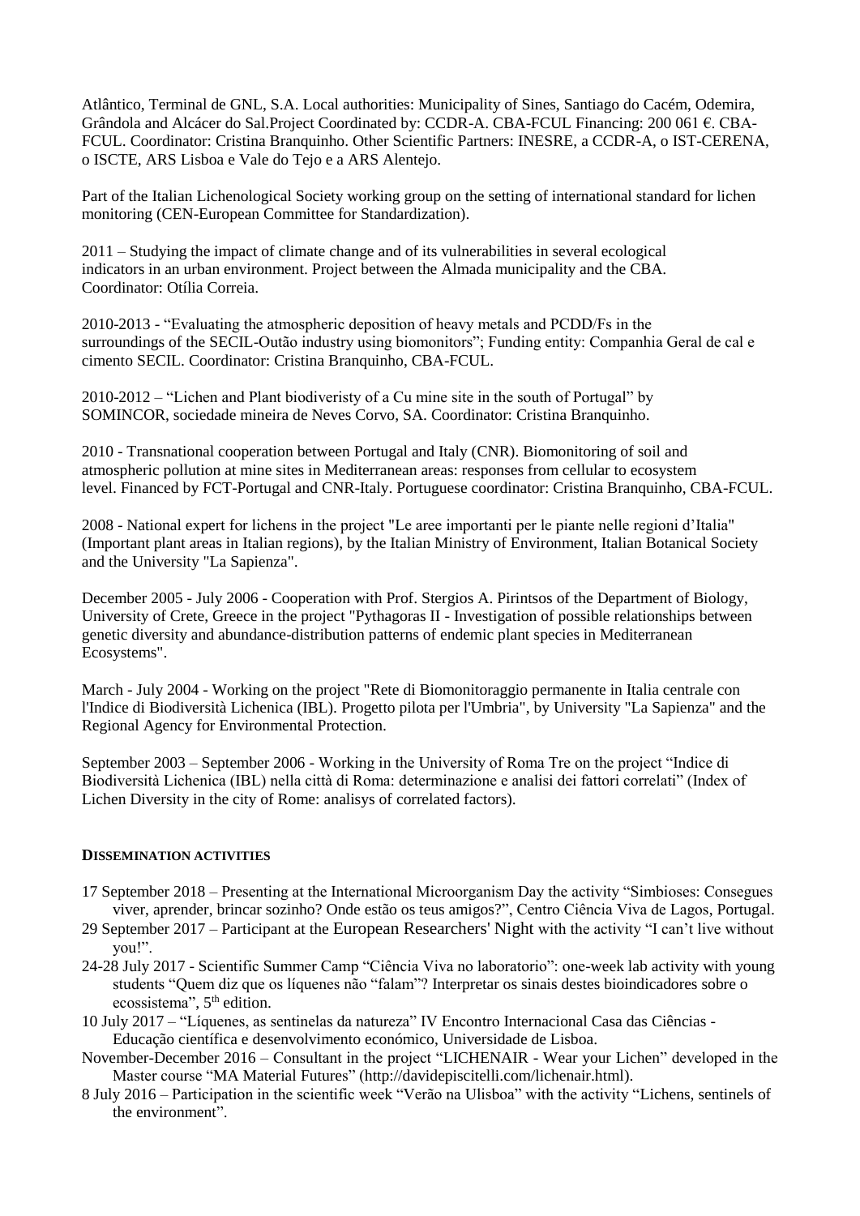Atlântico, Terminal de GNL, S.A. Local authorities: Municipality of Sines, Santiago do Cacém, Odemira, Grândola and Alcácer do Sal.Project Coordinated by: CCDR-A. CBA-FCUL Financing: 200 061 €. CBA-FCUL. Coordinator: Cristina Branquinho. Other Scientific Partners: INESRE, a CCDR-A, o IST-CERENA, o ISCTE, ARS Lisboa e Vale do Tejo e a ARS Alentejo.

Part of the Italian Lichenological Society working group on the setting of international standard for lichen monitoring (CEN-European Committee for Standardization).

2011 – Studying the impact of climate change and of its vulnerabilities in several ecological indicators in an urban environment. Project between the Almada municipality and the CBA. Coordinator: Otília Correia.

2010-2013 - "Evaluating the atmospheric deposition of heavy metals and PCDD/Fs in the surroundings of the SECIL-Outão industry using biomonitors"; Funding entity: Companhia Geral de cal e cimento SECIL. Coordinator: Cristina Branquinho, CBA-FCUL.

2010-2012 – "Lichen and Plant biodiveristy of a Cu mine site in the south of Portugal" by SOMINCOR, sociedade mineira de Neves Corvo, SA. Coordinator: Cristina Branquinho.

2010 - Transnational cooperation between Portugal and Italy (CNR). Biomonitoring of soil and atmospheric pollution at mine sites in Mediterranean areas: responses from cellular to ecosystem level. Financed by FCT-Portugal and CNR-Italy. Portuguese coordinator: Cristina Branquinho, CBA-FCUL.

2008 - National expert for lichens in the project "Le aree importanti per le piante nelle regioni d'Italia" (Important plant areas in Italian regions), by the Italian Ministry of Environment, Italian Botanical Society and the University "La Sapienza".

December 2005 - July 2006 - Cooperation with Prof. Stergios A. Pirintsos of the Department of Biology, University of Crete, Greece in the project "Pythagoras II - Investigation of possible relationships between genetic diversity and abundance-distribution patterns of endemic plant species in Mediterranean Ecosystems".

March - July 2004 - Working on the project "Rete di Biomonitoraggio permanente in Italia centrale con l'Indice di Biodiversità Lichenica (IBL). Progetto pilota per l'Umbria", by University "La Sapienza" and the Regional Agency for Environmental Protection.

September 2003 – September 2006 - Working in the University of Roma Tre on the project "Indice di Biodiversità Lichenica (IBL) nella città di Roma: determinazione e analisi dei fattori correlati" (Index of Lichen Diversity in the city of Rome: analisys of correlated factors).

## DISSEMINATION ACTIVITIES

17 September 2018 – Presenting at the International Microorganism Day the activity "Simbioses: Consegues viver, aprender, brincar sozinho? Onde estão os teus amigos?", Centro Ciência Viva de Lagos, Portugal.

29 September 2017 – Participant at the European Researchers' Night with the activity "I can't live without you!".

24-28 July 2017 - Scientific Summer Camp "Ciência Viva no laboratorio": one-week lab activity with young students "Quem diz que os líquenes não "falam"? Interpretar os sinais destes bioindicadores sobre o ecossistema", 5th edition.

10 July 2017 – "Líquenes, as sentinelas da natureza" IV Encontro Internacional Casa das Ciências - Educação científica e desenvolvimento económico, Universidade de Lisboa.

November-December 2016 – Consultant in the project "LICHENAIR - Wear your Lichen" developed in the Master course "MA Material Futures" (http://davidepiscitelli.com/lichenair.html).

8 July 2016 – Participation in the scientific week "Verão na Ulisboa" with the activity "Lichens, sentinels of the environment".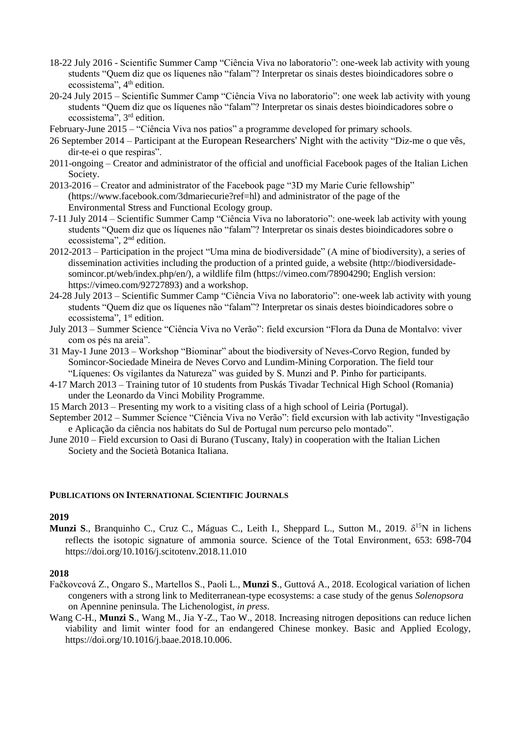18-22 July 2016 - Scientific Summer Camp "Ciência Viva no laboratorio": one-week lab activity with young students "Quem diz que os líquenes não "falam"? Interpretar os sinais destes bioindicadores sobre o ecossistema", 4th edition.

20-24 July 2015 – Scientific Summer Camp "Ciência Viva no laboratorio": one week lab activity with young students "Quem diz que os líquenes não "falam"? Interpretar os sinais destes bioindicadores sobre o ecossistema", 3rd edition.

February-June 2015 – "Ciência Viva nos patios" a programme developed for primary schools.

26 September 2014 – Participant at the European Researchers' Night with the activity "Diz-me o que vês, dir-te-ei o que respiras".

2011-ongoing – Creator and administrator of the official and unofficial Facebook pages of the Italian Lichen Society.

2013-2016 – Creator and administrator of the Facebook page "3D my Marie Curie fellowship" (https://www.facebook.com/3dmariecurie?ref=hl) and administrator of the page of the Environmental Stress and Functional Ecology group.

7-11 July 2014 – Scientific Summer Camp "Ciência Viva no laboratorio": one-week lab activity with young students "Quem diz que os líquenes não "falam"? Interpretar os sinais destes bioindicadores sobre o ecossistema", 2nd edition.

2012-2013 – Participation in the project "Uma mina de biodiversidade" (A mine of biodiversity), a series of dissemination activities including the production of a printed guide, a website (http://biodiversidade-somincor.pt/web/index.php/en/), a wildlife film (https://vimeo.com/78904290; English version: https://vimeo.com/92727893) and a workshop.

24-28 July 2013 – Scientific Summer Camp "Ciência Viva no laboratorio": one-week lab activity with young students "Quem diz que os líquenes não "falam"? Interpretar os sinais destes bioindicadores sobre o ecossistema", 1st edition.

July 2013 – Summer Science "Ciência Viva no Verão": field excursion "Flora da Duna de Montalvo: viver com os pés na areia".

31 May-1 June 2013 – Workshop "Biominar" about the biodiversity of Neves-Corvo Region, funded by Somincor-Sociedade Mineira de Neves Corvo and Lundim-Mining Corporation. The field tour "Líquenes: Os vigilantes da Natureza" was guided by S. Munzi and P. Pinho for participants.

4-17 March 2013 – Training tutor of 10 students from Puskás Tivadar Technical High School (Romania) under the Leonardo da Vinci Mobility Programme.

15 March 2013 – Presenting my work to a visiting class of a high school of Leiria (Portugal).

September 2012 – Summer Science "Ciência Viva no Verão": field excursion with lab activity "Investigação e Aplicação da ciência nos habitats do Sul de Portugal num percurso pelo montado".

June 2010 – Field excursion to Oasi di Burano (Tuscany, Italy) in cooperation with the Italian Lichen Society and the Società Botanica Italiana.

## PUBLICATIONS ON INTERNATIONAL SCIENTIFIC JOURNALS

### 2019

**Munzi S**., Branquinho C., Cruz C., Máguas C., Leith I., Sheppard L., Sutton M., 2019. $\delta^{15}N$ in lichens reflects the isotopic signature of ammonia source. Science of the Total Environment, 653: 698-704 https://doi.org/10.1016/j.scitotenv.2018.11.010

### 2018

Fačkovcová Z., Ongaro S., Martellos S., Paoli L., **Munzi S**., Guttová A., 2018. Ecological variation of lichen congeners with a strong link to Mediterranean-type ecosystems: a case study of the genus *Solenopsora* on Apennine peninsula. The Lichenologist, *in press*.

Wang C-H., **Munzi S**., Wang M., Jia Y-Z., Tao W., 2018. Increasing nitrogen depositions can reduce lichen viability and limit winter food for an endangered Chinese monkey. Basic and Applied Ecology, https://doi.org/10.1016/j.baae.2018.10.006.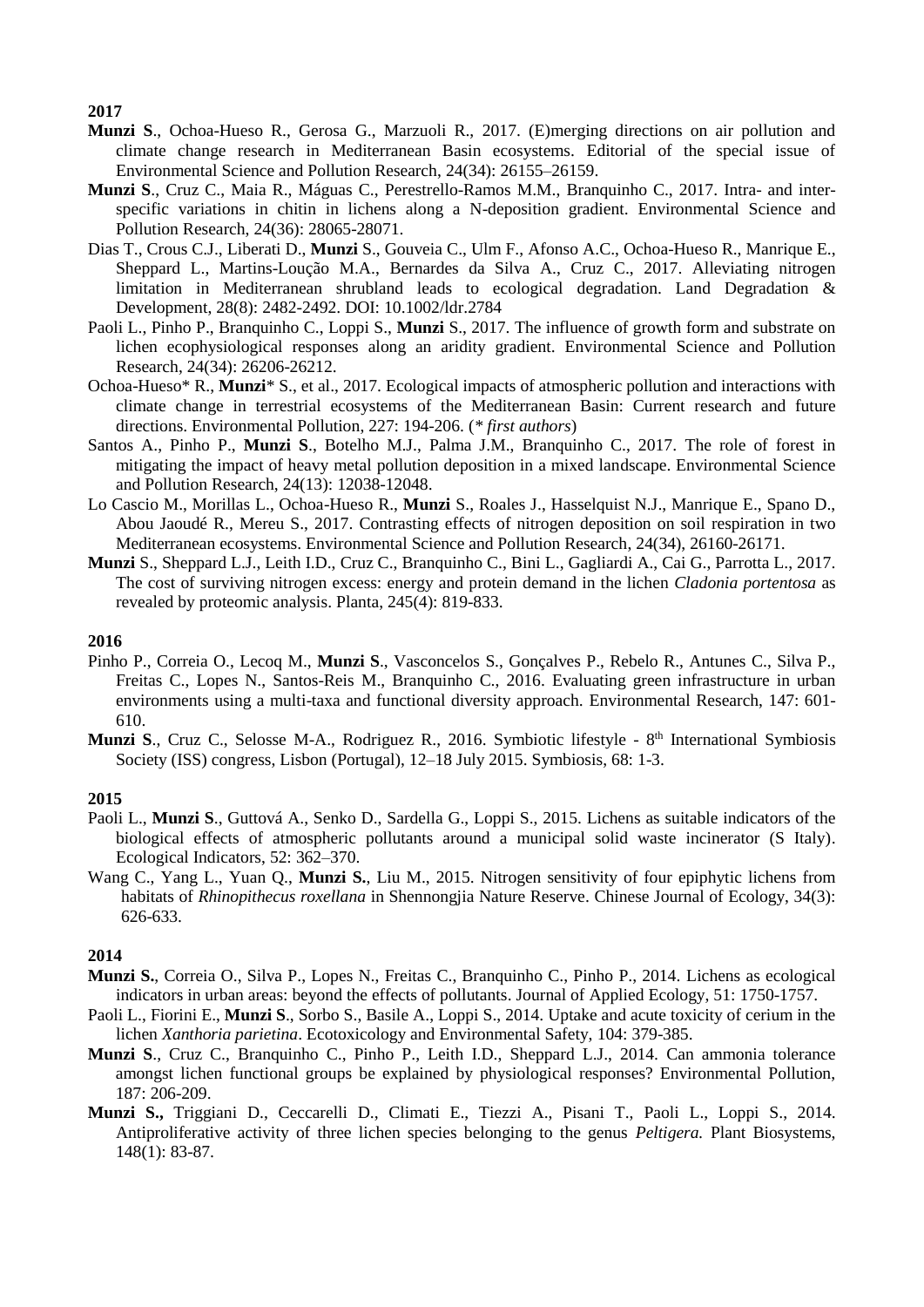**2017**

**Munzi S**., Ochoa-Hueso R., Gerosa G., Marzuoli R., 2017. (E)merging directions on air pollution and climate change research in Mediterranean Basin ecosystems. Editorial of the special issue of Environmental Science and Pollution Research, 24(34): 26155–26159.

**Munzi S**., Cruz C., Maia R., Máguas C., Perestrello-Ramos M.M., Branquinho C., 2017. Intra- and inter-specific variations in chitin in lichens along a N-deposition gradient. Environmental Science and Pollution Research, 24(36): 28065-28071.

Dias T., Crous C.J., Liberati D., **Munzi** S., Gouveia C., Ulm F., Afonso A.C., Ochoa-Hueso R., Manrique E., Sheppard L., Martins-Loução M.A., Bernardes da Silva A., Cruz C., 2017. Alleviating nitrogen limitation in Mediterranean shrubland leads to ecological degradation. Land Degradation & Development, 28(8): 2482-2492. DOI: 10.1002/ldr.2784

Paoli L., Pinho P., Branquinho C., Loppi S., **Munzi** S., 2017. The influence of growth form and substrate on lichen ecophysiological responses along an aridity gradient. Environmental Science and Pollution Research, 24(34): 26206-26212.

Ochoa-Hueso* R., **Munzi*** S., et al., 2017. Ecological impacts of atmospheric pollution and interactions with climate change in terrestrial ecosystems of the Mediterranean Basin: Current research and future directions. Environmental Pollution, 227: 194-206. (*\* first authors*)

Santos A., Pinho P., **Munzi S**., Botelho M.J., Palma J.M., Branquinho C., 2017. The role of forest in mitigating the impact of heavy metal pollution deposition in a mixed landscape. Environmental Science and Pollution Research, 24(13): 12038-12048.

Lo Cascio M., Morillas L., Ochoa-Hueso R., **Munzi** S., Roales J., Hasselquist N.J., Manrique E., Spano D., Abou Jaoudé R., Mereu S., 2017. Contrasting effects of nitrogen deposition on soil respiration in two Mediterranean ecosystems. Environmental Science and Pollution Research, 24(34), 26160-26171.

**Munzi** S., Sheppard L.J., Leith I.D., Cruz C., Branquinho C., Bini L., Gagliardi A., Cai G., Parrotta L., 2017. The cost of surviving nitrogen excess: energy and protein demand in the lichen *Cladonia portentosa* as revealed by proteomic analysis. Planta, 245(4): 819-833.

**2016**

Pinho P., Correia O., Lecoq M., **Munzi S**., Vasconcelos S., Gonçalves P., Rebelo R., Antunes C., Silva P., Freitas C., Lopes N., Santos-Reis M., Branquinho C., 2016. Evaluating green infrastructure in urban environments using a multi-taxa and functional diversity approach. Environmental Research, 147: 601-610.

**Munzi S**., Cruz C., Selosse M-A., Rodriguez R., 2016. Symbiotic lifestyle - 8th International Symbiosis Society (ISS) congress, Lisbon (Portugal), 12–18 July 2015. Symbiosis, 68: 1-3.

**2015**

Paoli L., **Munzi S**., Guttová A., Senko D., Sardella G., Loppi S., 2015. Lichens as suitable indicators of the biological effects of atmospheric pollutants around a municipal solid waste incinerator (S Italy). Ecological Indicators, 52: 362–370.

Wang C., Yang L., Yuan Q., **Munzi S.**, Liu M., 2015. Nitrogen sensitivity of four epiphytic lichens from habitats of *Rhinopithecus roxellana* in Shennongjia Nature Reserve. Chinese Journal of Ecology, 34(3): 626-633.

**2014**

**Munzi S.**, Correia O., Silva P., Lopes N., Freitas C., Branquinho C., Pinho P., 2014. Lichens as ecological indicators in urban areas: beyond the effects of pollutants. Journal of Applied Ecology, 51: 1750-1757.

Paoli L., Fiorini E., **Munzi S**., Sorbo S., Basile A., Loppi S., 2014. Uptake and acute toxicity of cerium in the lichen *Xanthoria parietina*. Ecotoxicology and Environmental Safety, 104: 379-385.

**Munzi S**., Cruz C., Branquinho C., Pinho P., Leith I.D., Sheppard L.J., 2014. Can ammonia tolerance amongst lichen functional groups be explained by physiological responses? Environmental Pollution, 187: 206-209.

**Munzi S.,** Triggiani D., Ceccarelli D., Climati E., Tiezzi A., Pisani T., Paoli L., Loppi S., 2014. Antiproliferative activity of three lichen species belonging to the genus *Peltigera.* Plant Biosystems, 148(1): 83-87.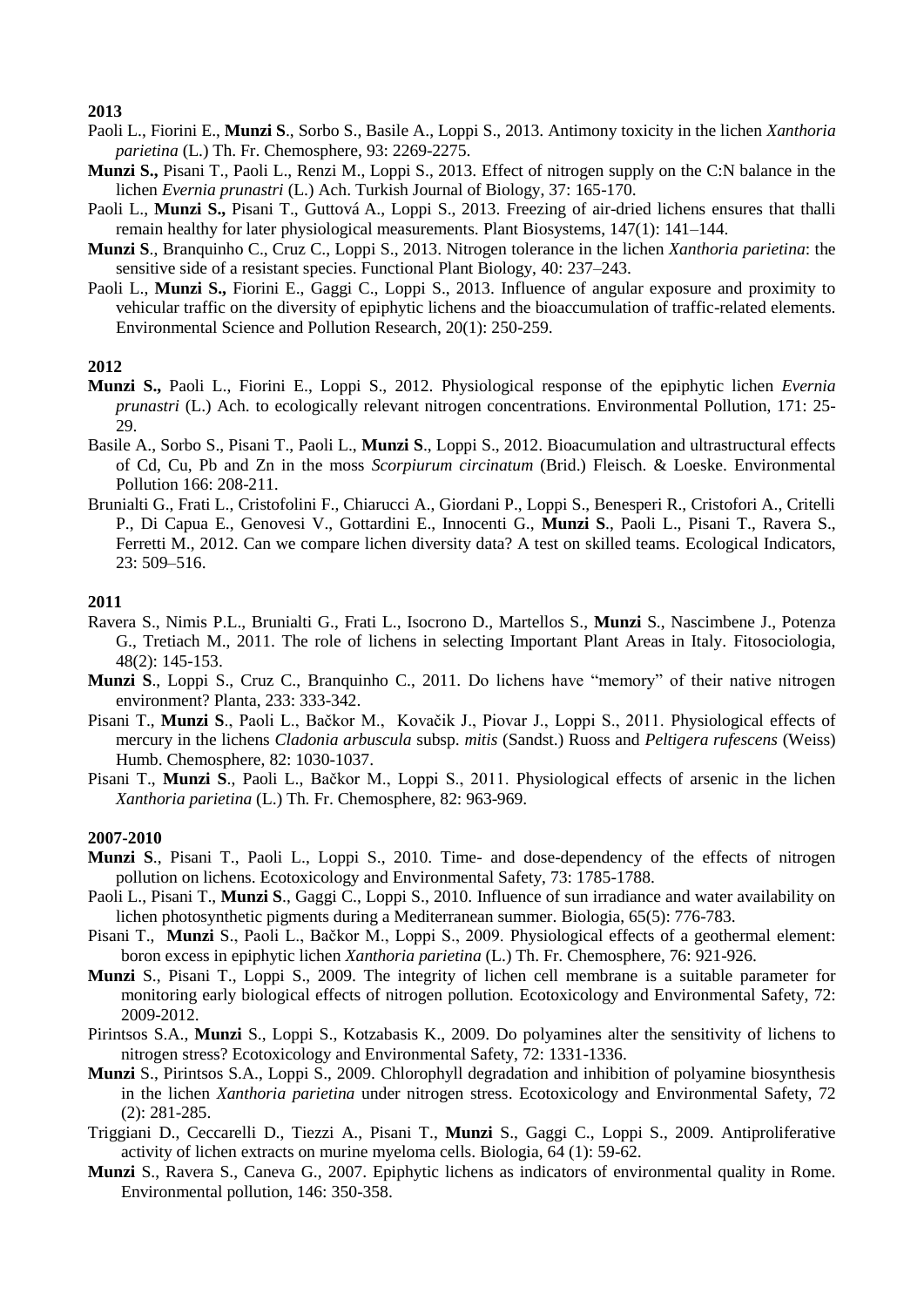**2013**

Paoli L., Fiorini E., **Munzi S**., Sorbo S., Basile A., Loppi S., 2013. Antimony toxicity in the lichen *Xanthoria parietina* (L.) Th. Fr. Chemosphere, 93: 2269-2275.

**Munzi S.,** Pisani T., Paoli L., Renzi M., Loppi S., 2013. Effect of nitrogen supply on the C:N balance in the lichen *Evernia prunastri* (L.) Ach. Turkish Journal of Biology, 37: 165-170.

Paoli L., **Munzi S.,** Pisani T., Guttová A., Loppi S., 2013. Freezing of air-dried lichens ensures that thalli remain healthy for later physiological measurements. Plant Biosystems, 147(1): 141–144.

**Munzi S**., Branquinho C., Cruz C., Loppi S., 2013. Nitrogen tolerance in the lichen *Xanthoria parietina*: the sensitive side of a resistant species. Functional Plant Biology, 40: 237–243.

Paoli L., **Munzi S.,** Fiorini E., Gaggi C., Loppi S., 2013. Influence of angular exposure and proximity to vehicular traffic on the diversity of epiphytic lichens and the bioaccumulation of traffic-related elements. Environmental Science and Pollution Research, 20(1): 250-259.

**2012**

**Munzi S.,** Paoli L., Fiorini E., Loppi S., 2012. Physiological response of the epiphytic lichen *Evernia prunastri* (L.) Ach. to ecologically relevant nitrogen concentrations. Environmental Pollution, 171: 25-29.

Basile A., Sorbo S., Pisani T., Paoli L., **Munzi S**., Loppi S., 2012. Bioacumulation and ultrastructural effects of Cd, Cu, Pb and Zn in the moss *Scorpiurum circinatum* (Brid.) Fleisch. & Loeske. Environmental Pollution 166: 208-211.

Brunialti G., Frati L., Cristofolini F., Chiarucci A., Giordani P., Loppi S., Benesperi R., Cristofori A., Critelli P., Di Capua E., Genovesi V., Gottardini E., Innocenti G., **Munzi S**., Paoli L., Pisani T., Ravera S., Ferretti M., 2012. Can we compare lichen diversity data? A test on skilled teams. Ecological Indicators, 23: 509–516.

**2011**

Ravera S., Nimis P.L., Brunialti G., Frati L., Isocrono D., Martellos S., **Munzi** S., Nascimbene J., Potenza G., Tretiach M., 2011. The role of lichens in selecting Important Plant Areas in Italy. Fitosociologia, 48(2): 145-153.

**Munzi S**., Loppi S., Cruz C., Branquinho C., 2011. Do lichens have "memory" of their native nitrogen environment? Planta, 233: 333-342.

Pisani T., **Munzi S**., Paoli L., Bačkor M., Kovačik J., Piovar J., Loppi S., 2011. Physiological effects of mercury in the lichens *Cladonia arbuscula* subsp. *mitis* (Sandst.) Ruoss and *Peltigera rufescens* (Weiss) Humb. Chemosphere, 82: 1030-1037.

Pisani T., **Munzi S**., Paoli L., Bačkor M., Loppi S., 2011. Physiological effects of arsenic in the lichen *Xanthoria parietina* (L.) Th. Fr. Chemosphere, 82: 963-969.

**2007-2010**

**Munzi S**., Pisani T., Paoli L., Loppi S., 2010. Time- and dose-dependency of the effects of nitrogen pollution on lichens. Ecotoxicology and Environmental Safety, 73: 1785-1788.

Paoli L., Pisani T., **Munzi S**., Gaggi C., Loppi S., 2010. Influence of sun irradiance and water availability on lichen photosynthetic pigments during a Mediterranean summer. Biologia, 65(5): 776-783.

Pisani T., **Munzi** S., Paoli L., Bačkor M., Loppi S., 2009. Physiological effects of a geothermal element: boron excess in epiphytic lichen *Xanthoria parietina* (L.) Th. Fr. Chemosphere, 76: 921-926.

**Munzi** S., Pisani T., Loppi S., 2009. The integrity of lichen cell membrane is a suitable parameter for monitoring early biological effects of nitrogen pollution. Ecotoxicology and Environmental Safety, 72: 2009-2012.

Pirintsos S.A., **Munzi** S., Loppi S., Kotzabasis K., 2009. Do polyamines alter the sensitivity of lichens to nitrogen stress? Ecotoxicology and Environmental Safety, 72: 1331-1336.

**Munzi** S., Pirintsos S.A., Loppi S., 2009. Chlorophyll degradation and inhibition of polyamine biosynthesis in the lichen *Xanthoria parietina* under nitrogen stress. Ecotoxicology and Environmental Safety, 72 (2): 281-285.

Triggiani D., Ceccarelli D., Tiezzi A., Pisani T., **Munzi** S., Gaggi C., Loppi S., 2009. Antiproliferative activity of lichen extracts on murine myeloma cells. Biologia, 64 (1): 59-62.

**Munzi** S., Ravera S., Caneva G., 2007. Epiphytic lichens as indicators of environmental quality in Rome. Environmental pollution, 146: 350-358.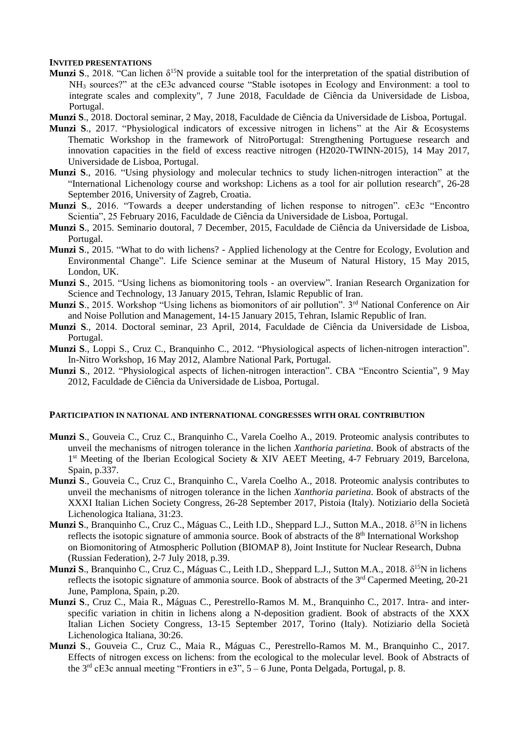## INVITED PRESENTATIONS

**Munzi S**., 2018. "Can lichen $\delta^{15}N$ provide a suitable tool for the interpretation of the spatial distribution of $NH_3$ sources?" at the cE3c advanced course "Stable isotopes in Ecology and Environment: a tool to integrate scales and complexity", 7 June 2018, Faculdade de Ciência da Universidade de Lisboa, Portugal.

**Munzi S**., 2018. Doctoral seminar, 2 May, 2018, Faculdade de Ciência da Universidade de Lisboa, Portugal.

**Munzi S**., 2017. "Physiological indicators of excessive nitrogen in lichens" at the Air & Ecosystems Thematic Workshop in the framework of NitroPortugal: Strengthening Portuguese research and innovation capacities in the field of excess reactive nitrogen (H2020-TWINN-2015), 14 May 2017, Universidade de Lisboa, Portugal.

**Munzi S**., 2016. "Using physiology and molecular technics to study lichen-nitrogen interaction" at the "International Lichenology course and workshop: Lichens as a tool for air pollution research", 26-28 September 2016, University of Zagreb, Croatia.

**Munzi S**., 2016. "Towards a deeper understanding of lichen response to nitrogen". cE3c "Encontro Scientia", 25 February 2016, Faculdade de Ciência da Universidade de Lisboa, Portugal.

**Munzi S**., 2015. Seminario doutoral, 7 December, 2015, Faculdade de Ciência da Universidade de Lisboa, Portugal.

**Munzi S**., 2015. "What to do with lichens? - Applied lichenology at the Centre for Ecology, Evolution and Environmental Change". Life Science seminar at the Museum of Natural History, 15 May 2015, London, UK.

**Munzi S**., 2015. "Using lichens as biomonitoring tools - an overview". Iranian Research Organization for Science and Technology, 13 January 2015, Tehran, Islamic Republic of Iran.

**Munzi S**., 2015. Workshop "Using lichens as biomonitors of air pollution". 3rd National Conference on Air and Noise Pollution and Management, 14-15 January 2015, Tehran, Islamic Republic of Iran.

**Munzi S**., 2014. Doctoral seminar, 23 April, 2014, Faculdade de Ciência da Universidade de Lisboa, Portugal.

**Munzi S**., Loppi S., Cruz C., Branquinho C., 2012. "Physiological aspects of lichen-nitrogen interaction". In-Nitro Workshop, 16 May 2012, Alambre National Park, Portugal.

**Munzi S**., 2012. "Physiological aspects of lichen-nitrogen interaction". CBA "Encontro Scientia", 9 May 2012, Faculdade de Ciência da Universidade de Lisboa, Portugal.

## PARTICIPATION IN NATIONAL AND INTERNATIONAL CONGRESSES WITH ORAL CONTRIBUTION

**Munzi S**., Gouveia C., Cruz C., Branquinho C., Varela Coelho A., 2019. Proteomic analysis contributes to unveil the mechanisms of nitrogen tolerance in the lichen *Xanthoria parietina*. Book of abstracts of the 1st Meeting of the Iberian Ecological Society & XIV AEET Meeting, 4-7 February 2019, Barcelona, Spain, p.337.

**Munzi S**., Gouveia C., Cruz C., Branquinho C., Varela Coelho A., 2018. Proteomic analysis contributes to unveil the mechanisms of nitrogen tolerance in the lichen *Xanthoria parietina*. Book of abstracts of the XXXI Italian Lichen Society Congress, 26-28 September 2017, Pistoia (Italy). Notiziario della Società Lichenologica Italiana, 31:23.

**Munzi S**., Branquinho C., Cruz C., Máguas C., Leith I.D., Sheppard L.J., Sutton M.A., 2018. $\delta^{15}N$ in lichens reflects the isotopic signature of ammonia source. Book of abstracts of the 8th International Workshop on Biomonitoring of Atmospheric Pollution (BIOMAP 8), Joint Institute for Nuclear Research, Dubna (Russian Federation), 2-7 July 2018, p.39.

**Munzi S**., Branquinho C., Cruz C., Máguas C., Leith I.D., Sheppard L.J., Sutton M.A., 2018. $\delta^{15}N$ in lichens reflects the isotopic signature of ammonia source. Book of abstracts of the 3rd Capermed Meeting, 20-21 June, Pamplona, Spain, p.20.

**Munzi S**., Cruz C., Maia R., Máguas C., Perestrello-Ramos M. M., Branquinho C., 2017. Intra- and inter-specific variation in chitin in lichens along a N-deposition gradient. Book of abstracts of the XXX Italian Lichen Society Congress, 13-15 September 2017, Torino (Italy). Notiziario della Società Lichenologica Italiana, 30:26.

**Munzi S**., Gouveia C., Cruz C., Maia R., Máguas C., Perestrello-Ramos M. M., Branquinho C., 2017. Effects of nitrogen excess on lichens: from the ecological to the molecular level. Book of Abstracts of the 3rd cE3c annual meeting "Frontiers in e3", 5 – 6 June, Ponta Delgada, Portugal, p. 8.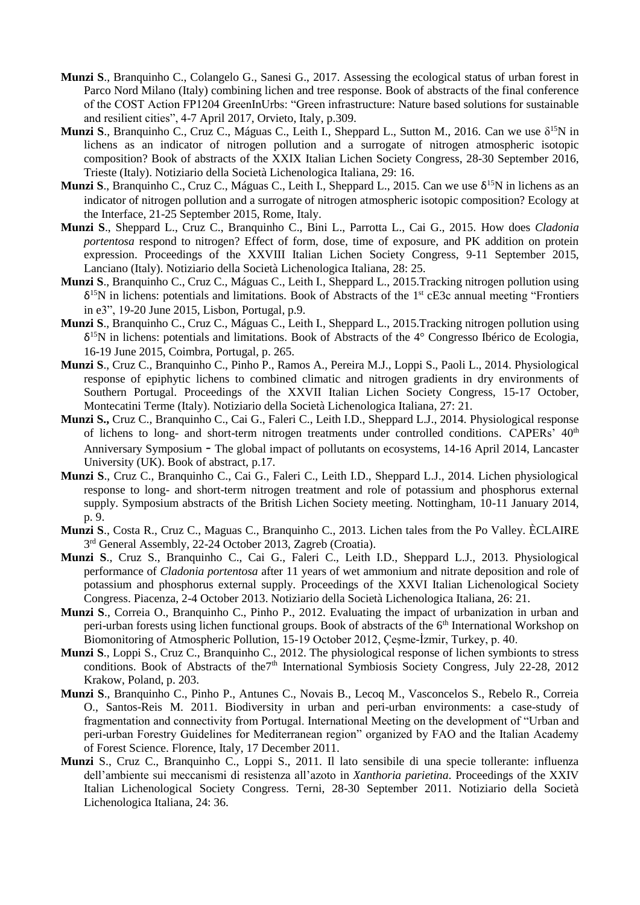**Munzi S**., Branquinho C., Colangelo G., Sanesi G., 2017. Assessing the ecological status of urban forest in Parco Nord Milano (Italy) combining lichen and tree response. Book of abstracts of the final conference of the COST Action FP1204 GreenInUrbs: "Green infrastructure: Nature based solutions for sustainable and resilient cities", 4-7 April 2017, Orvieto, Italy, p.309.

**Munzi S**., Branquinho C., Cruz C., Máguas C., Leith I., Sheppard L., Sutton M., 2016. Can we use $\delta^{15}N$ in lichens as an indicator of nitrogen pollution and a surrogate of nitrogen atmospheric isotopic composition? Book of abstracts of the XXIX Italian Lichen Society Congress, 28-30 September 2016, Trieste (Italy). Notiziario della Società Lichenologica Italiana, 29: 16.

**Munzi S**., Branquinho C., Cruz C., Máguas C., Leith I., Sheppard L., 2015. Can we use $\delta^{15}N$ in lichens as an indicator of nitrogen pollution and a surrogate of nitrogen atmospheric isotopic composition? Ecology at the Interface, 21-25 September 2015, Rome, Italy.

**Munzi S**., Sheppard L., Cruz C., Branquinho C., Bini L., Parrotta L., Cai G., 2015. How does *Cladonia portentosa* respond to nitrogen? Effect of form, dose, time of exposure, and PK addition on protein expression. Proceedings of the XXVIII Italian Lichen Society Congress, 9-11 September 2015, Lanciano (Italy). Notiziario della Società Lichenologica Italiana, 28: 25.

**Munzi S**., Branquinho C., Cruz C., Máguas C., Leith I., Sheppard L., 2015.Tracking nitrogen pollution using $\delta^{15}N$ in lichens: potentials and limitations. Book of Abstracts of the 1st cE3c annual meeting "Frontiers in e3", 19-20 June 2015, Lisbon, Portugal, p.9.

**Munzi S**., Branquinho C., Cruz C., Máguas C., Leith I., Sheppard L., 2015.Tracking nitrogen pollution using $\delta^{15}N$ in lichens: potentials and limitations. Book of Abstracts of the 4° Congresso Ibérico de Ecologia, 16-19 June 2015, Coimbra, Portugal, p. 265.

**Munzi S**., Cruz C., Branquinho C., Pinho P., Ramos A., Pereira M.J., Loppi S., Paoli L., 2014. Physiological response of epiphytic lichens to combined climatic and nitrogen gradients in dry environments of Southern Portugal. Proceedings of the XXVII Italian Lichen Society Congress, 15-17 October, Montecatini Terme (Italy). Notiziario della Società Lichenologica Italiana, 27: 21.

**Munzi S.,** Cruz C., Branquinho C., Cai G., Faleri C., Leith I.D., Sheppard L.J., 2014. Physiological response of lichens to long- and short-term nitrogen treatments under controlled conditions. CAPERs' 40th Anniversary Symposium - The global impact of pollutants on ecosystems, 14-16 April 2014, Lancaster University (UK). Book of abstract, p.17.

**Munzi S**., Cruz C., Branquinho C., Cai G., Faleri C., Leith I.D., Sheppard L.J., 2014. Lichen physiological response to long- and short-term nitrogen treatment and role of potassium and phosphorus external supply. Symposium abstracts of the British Lichen Society meeting. Nottingham, 10-11 January 2014, p. 9.

**Munzi S**., Costa R., Cruz C., Maguas C., Branquinho C., 2013. Lichen tales from the Po Valley. ÈCLAIRE 3rd General Assembly, 22-24 October 2013, Zagreb (Croatia).

**Munzi S**., Cruz S., Branquinho C., Cai G., Faleri C., Leith I.D., Sheppard L.J., 2013. Physiological performance of *Cladonia portentosa* after 11 years of wet ammonium and nitrate deposition and role of potassium and phosphorus external supply. Proceedings of the XXVI Italian Lichenological Society Congress. Piacenza, 2-4 October 2013. Notiziario della Società Lichenologica Italiana, 26: 21.

**Munzi S**., Correia O., Branquinho C., Pinho P., 2012. Evaluating the impact of urbanization in urban and peri-urban forests using lichen functional groups. Book of abstracts of the 6th International Workshop on Biomonitoring of Atmospheric Pollution, 15-19 October 2012, Çeşme-İzmir, Turkey, p. 40.

**Munzi S**., Loppi S., Cruz C., Branquinho C., 2012. The physiological response of lichen symbionts to stress conditions. Book of Abstracts of the7th International Symbiosis Society Congress, July 22-28, 2012 Krakow, Poland, p. 203.

**Munzi S**., Branquinho C., Pinho P., Antunes C., Novais B., Lecoq M., Vasconcelos S., Rebelo R., Correia O., Santos-Reis M. 2011. Biodiversity in urban and peri-urban environments: a case-study of fragmentation and connectivity from Portugal. International Meeting on the development of "Urban and peri-urban Forestry Guidelines for Mediterranean region" organized by FAO and the Italian Academy of Forest Science. Florence, Italy, 17 December 2011.

**Munzi** S., Cruz C., Branquinho C., Loppi S., 2011. Il lato sensibile di una specie tollerante: influenza dell'ambiente sui meccanismi di resistenza all'azoto in *Xanthoria parietina*. Proceedings of the XXIV Italian Lichenological Society Congress. Terni, 28-30 September 2011. Notiziario della Società Lichenologica Italiana, 24: 36.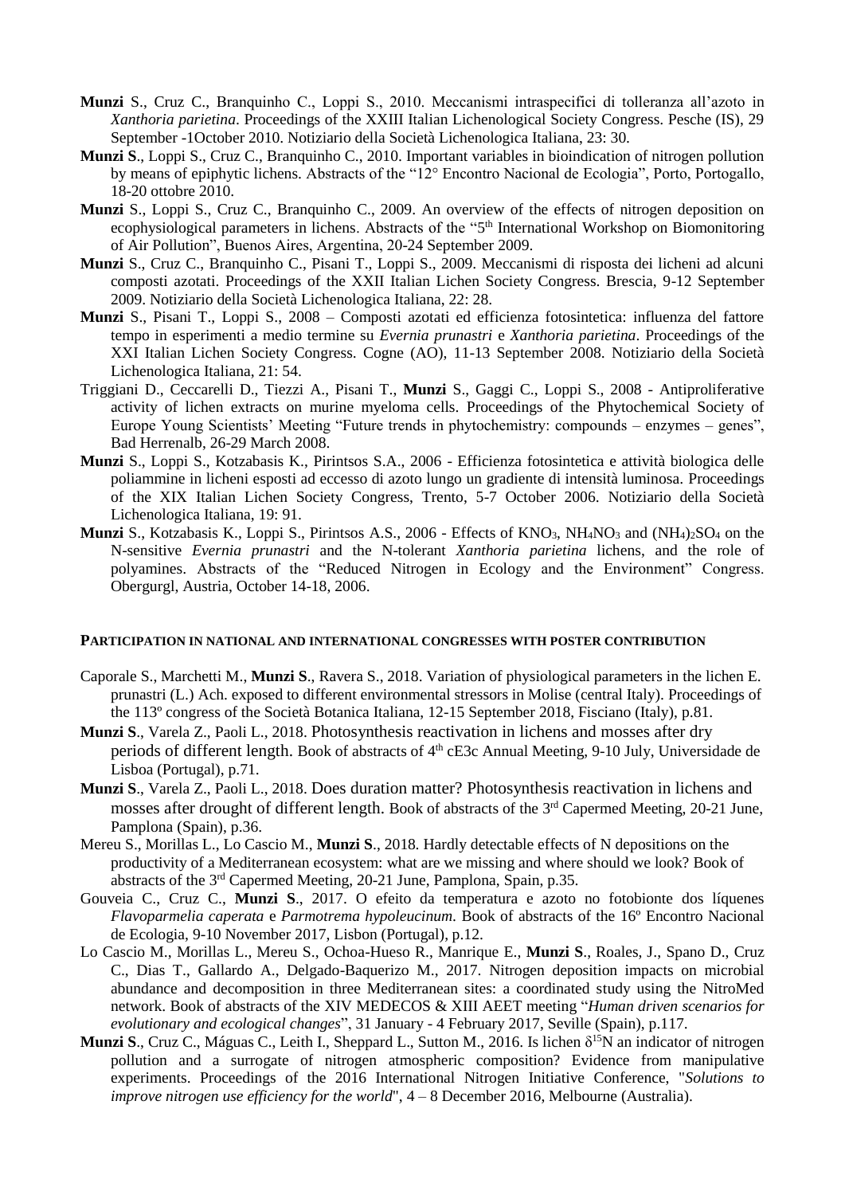**Munzi** S., Cruz C., Branquinho C., Loppi S., 2010. Meccanismi intraspecifici di tolleranza all'azoto in *Xanthoria parietina*. Proceedings of the XXIII Italian Lichenological Society Congress. Pesche (IS), 29 September -1October 2010. Notiziario della Società Lichenologica Italiana, 23: 30.

**Munzi S**., Loppi S., Cruz C., Branquinho C., 2010. Important variables in bioindication of nitrogen pollution by means of epiphytic lichens. Abstracts of the "12° Encontro Nacional de Ecologia", Porto, Portogallo, 18-20 ottobre 2010.

**Munzi** S., Loppi S., Cruz C., Branquinho C., 2009. An overview of the effects of nitrogen deposition on ecophysiological parameters in lichens. Abstracts of the "5th International Workshop on Biomonitoring of Air Pollution", Buenos Aires, Argentina, 20-24 September 2009.

**Munzi** S., Cruz C., Branquinho C., Pisani T., Loppi S., 2009. Meccanismi di risposta dei licheni ad alcuni composti azotati. Proceedings of the XXII Italian Lichen Society Congress. Brescia, 9-12 September 2009. Notiziario della Società Lichenologica Italiana, 22: 28.

**Munzi** S., Pisani T., Loppi S., 2008 – Composti azotati ed efficienza fotosintetica: influenza del fattore tempo in esperimenti a medio termine su *Evernia prunastri* e *Xanthoria parietina*. Proceedings of the XXI Italian Lichen Society Congress. Cogne (AO), 11-13 September 2008. Notiziario della Società Lichenologica Italiana, 21: 54.

Triggiani D., Ceccarelli D., Tiezzi A., Pisani T., **Munzi** S., Gaggi C., Loppi S., 2008 - Antiproliferative activity of lichen extracts on murine myeloma cells. Proceedings of the Phytochemical Society of Europe Young Scientists' Meeting "Future trends in phytochemistry: compounds – enzymes – genes", Bad Herrenalb, 26-29 March 2008.

**Munzi** S., Loppi S., Kotzabasis K., Pirintsos S.A., 2006 - Efficienza fotosintetica e attività biologica delle poliammine in licheni esposti ad eccesso di azoto lungo un gradiente di intensità luminosa. Proceedings of the XIX Italian Lichen Society Congress, Trento, 5-7 October 2006. Notiziario della Società Lichenologica Italiana, 19: 91.

**Munzi** S., Kotzabasis K., Loppi S., Pirintsos A.S., 2006 - Effects of $KNO_3$, $NH_4NO_3$ and $(NH_4)_2SO_4$ on the N-sensitive *Evernia prunastri* and the N-tolerant *Xanthoria parietina* lichens, and the role of polyamines. Abstracts of the "Reduced Nitrogen in Ecology and the Environment" Congress. Obergurgl, Austria, October 14-18, 2006.

## PARTICIPATION IN NATIONAL AND INTERNATIONAL CONGRESSES WITH POSTER CONTRIBUTION

Caporale S., Marchetti M., **Munzi S**., Ravera S., 2018. Variation of physiological parameters in the lichen E. prunastri (L.) Ach. exposed to different environmental stressors in Molise (central Italy). Proceedings of the 113º congress of the Società Botanica Italiana, 12-15 September 2018, Fisciano (Italy), p.81.

**Munzi S**., Varela Z., Paoli L., 2018. Photosynthesis reactivation in lichens and mosses after dry periods of different length. Book of abstracts of 4th cE3c Annual Meeting, 9-10 July, Universidade de Lisboa (Portugal), p.71.

**Munzi S**., Varela Z., Paoli L., 2018. Does duration matter? Photosynthesis reactivation in lichens and mosses after drought of different length. Book of abstracts of the 3rd Capermed Meeting, 20-21 June, Pamplona (Spain), p.36.

Mereu S., Morillas L., Lo Cascio M., **Munzi S**., 2018. Hardly detectable effects of N depositions on the productivity of a Mediterranean ecosystem: what are we missing and where should we look? Book of abstracts of the 3rd Capermed Meeting, 20-21 June, Pamplona, Spain, p.35.

Gouveia C., Cruz C., **Munzi S**., 2017. O efeito da temperatura e azoto no fotobionte dos líquenes *Flavoparmelia caperata* e *Parmotrema hypoleucinum*. Book of abstracts of the 16º Encontro Nacional de Ecologia, 9-10 November 2017, Lisbon (Portugal), p.12.

Lo Cascio M., Morillas L., Mereu S., Ochoa-Hueso R., Manrique E., **Munzi S**., Roales, J., Spano D., Cruz C., Dias T., Gallardo A., Delgado-Baquerizo M., 2017. Nitrogen deposition impacts on microbial abundance and decomposition in three Mediterranean sites: a coordinated study using the NitroMed network. Book of abstracts of the XIV MEDECOS & XIII AEET meeting "*Human driven scenarios for evolutionary and ecological changes*", 31 January - 4 February 2017, Seville (Spain), p.117.

**Munzi S**., Cruz C., Máguas C., Leith I., Sheppard L., Sutton M., 2016. Is lichen $\delta^{15}N$ an indicator of nitrogen pollution and a surrogate of nitrogen atmospheric composition? Evidence from manipulative experiments. Proceedings of the 2016 International Nitrogen Initiative Conference, "*Solutions to improve nitrogen use efficiency for the world*", 4 – 8 December 2016, Melbourne (Australia).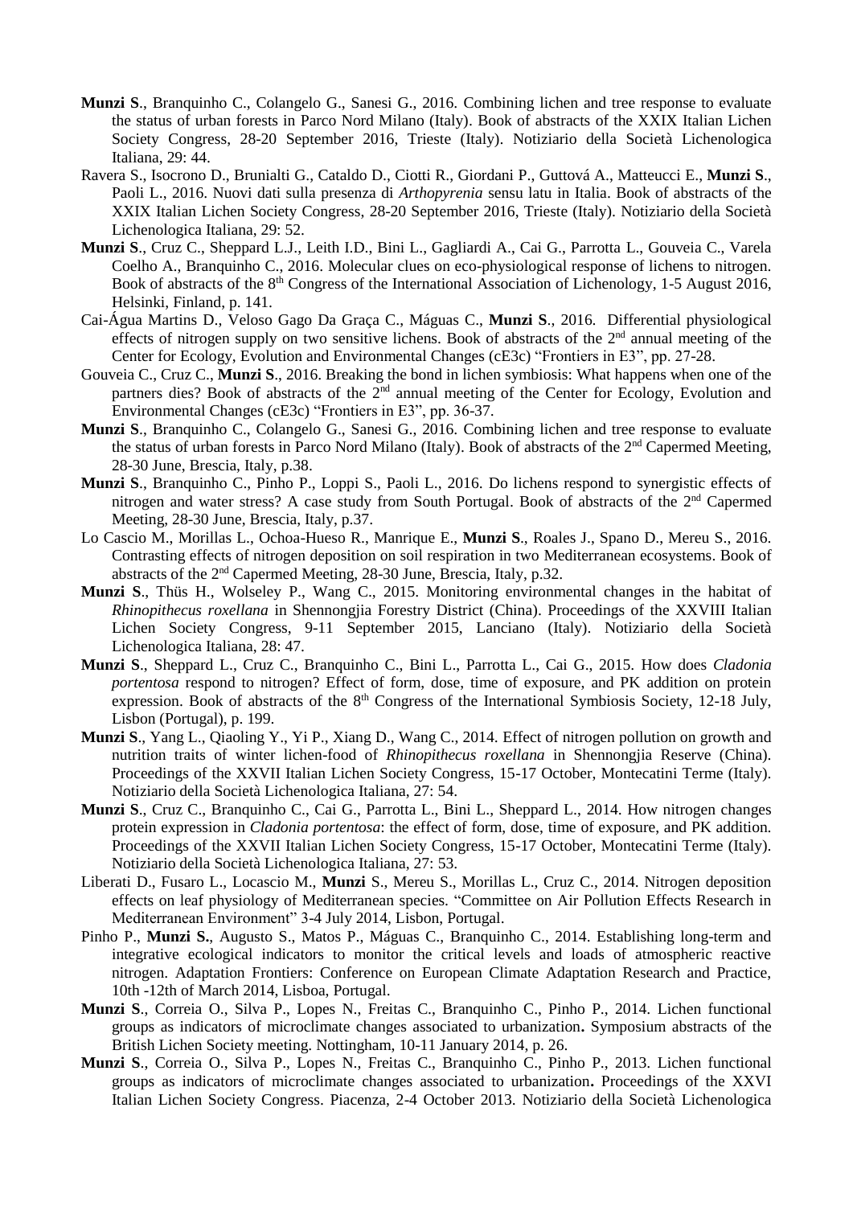**Munzi S**., Branquinho C., Colangelo G., Sanesi G., 2016. Combining lichen and tree response to evaluate the status of urban forests in Parco Nord Milano (Italy). Book of abstracts of the XXIX Italian Lichen Society Congress, 28-20 September 2016, Trieste (Italy). Notiziario della Società Lichenologica Italiana, 29: 44.

Ravera S., Isocrono D., Brunialti G., Cataldo D., Ciotti R., Giordani P., Guttová A., Matteucci E., **Munzi S**., Paoli L., 2016. Nuovi dati sulla presenza di *Arthopyrenia* sensu latu in Italia. Book of abstracts of the XXIX Italian Lichen Society Congress, 28-20 September 2016, Trieste (Italy). Notiziario della Società Lichenologica Italiana, 29: 52.

**Munzi S**., Cruz C., Sheppard L.J., Leith I.D., Bini L., Gagliardi A., Cai G., Parrotta L., Gouveia C., Varela Coelho A., Branquinho C., 2016. Molecular clues on eco-physiological response of lichens to nitrogen. Book of abstracts of the 8th Congress of the International Association of Lichenology, 1-5 August 2016, Helsinki, Finland, p. 141.

Cai-Água Martins D., Veloso Gago Da Graça C., Máguas C., **Munzi S**., 2016. Differential physiological effects of nitrogen supply on two sensitive lichens. Book of abstracts of the 2nd annual meeting of the Center for Ecology, Evolution and Environmental Changes (cE3c) "Frontiers in E3", pp. 27-28.

Gouveia C., Cruz C., **Munzi S**., 2016. Breaking the bond in lichen symbiosis: What happens when one of the partners dies? Book of abstracts of the 2nd annual meeting of the Center for Ecology, Evolution and Environmental Changes (cE3c) "Frontiers in E3", pp. 36-37.

**Munzi S**., Branquinho C., Colangelo G., Sanesi G., 2016. Combining lichen and tree response to evaluate the status of urban forests in Parco Nord Milano (Italy). Book of abstracts of the 2nd Capermed Meeting, 28-30 June, Brescia, Italy, p.38.

**Munzi S**., Branquinho C., Pinho P., Loppi S., Paoli L., 2016. Do lichens respond to synergistic effects of nitrogen and water stress? A case study from South Portugal. Book of abstracts of the 2nd Capermed Meeting, 28-30 June, Brescia, Italy, p.37.

Lo Cascio M., Morillas L., Ochoa-Hueso R., Manrique E., **Munzi S**., Roales J., Spano D., Mereu S., 2016. Contrasting effects of nitrogen deposition on soil respiration in two Mediterranean ecosystems. Book of abstracts of the 2nd Capermed Meeting, 28-30 June, Brescia, Italy, p.32.

**Munzi S**., Thüs H., Wolseley P., Wang C., 2015. Monitoring environmental changes in the habitat of *Rhinopithecus roxellana* in Shennongjia Forestry District (China). Proceedings of the XXVIII Italian Lichen Society Congress, 9-11 September 2015, Lanciano (Italy). Notiziario della Società Lichenologica Italiana, 28: 47.

**Munzi S**., Sheppard L., Cruz C., Branquinho C., Bini L., Parrotta L., Cai G., 2015. How does *Cladonia portentosa* respond to nitrogen? Effect of form, dose, time of exposure, and PK addition on protein expression. Book of abstracts of the 8th Congress of the International Symbiosis Society, 12-18 July, Lisbon (Portugal), p. 199.

**Munzi S**., Yang L., Qiaoling Y., Yi P., Xiang D., Wang C., 2014. Effect of nitrogen pollution on growth and nutrition traits of winter lichen-food of *Rhinopithecus roxellana* in Shennongjia Reserve (China). Proceedings of the XXVII Italian Lichen Society Congress, 15-17 October, Montecatini Terme (Italy). Notiziario della Società Lichenologica Italiana, 27: 54.

**Munzi S**., Cruz C., Branquinho C., Cai G., Parrotta L., Bini L., Sheppard L., 2014. How nitrogen changes protein expression in *Cladonia portentosa*: the effect of form, dose, time of exposure, and PK addition. Proceedings of the XXVII Italian Lichen Society Congress, 15-17 October, Montecatini Terme (Italy). Notiziario della Società Lichenologica Italiana, 27: 53.

Liberati D., Fusaro L., Locascio M., **Munzi** S., Mereu S., Morillas L., Cruz C., 2014. Nitrogen deposition effects on leaf physiology of Mediterranean species. "Committee on Air Pollution Effects Research in Mediterranean Environment" 3-4 July 2014, Lisbon, Portugal.

Pinho P., **Munzi S.**, Augusto S., Matos P., Máguas C., Branquinho C., 2014. Establishing long-term and integrative ecological indicators to monitor the critical levels and loads of atmospheric reactive nitrogen. Adaptation Frontiers: Conference on European Climate Adaptation Research and Practice, 10th -12th of March 2014, Lisboa, Portugal.

**Munzi S**., Correia O., Silva P., Lopes N., Freitas C., Branquinho C., Pinho P., 2014. Lichen functional groups as indicators of microclimate changes associated to urbanization**.** Symposium abstracts of the British Lichen Society meeting. Nottingham, 10-11 January 2014, p. 26.

**Munzi S**., Correia O., Silva P., Lopes N., Freitas C., Branquinho C., Pinho P., 2013. Lichen functional groups as indicators of microclimate changes associated to urbanization**.** Proceedings of the XXVI Italian Lichen Society Congress. Piacenza, 2-4 October 2013. Notiziario della Società Lichenologica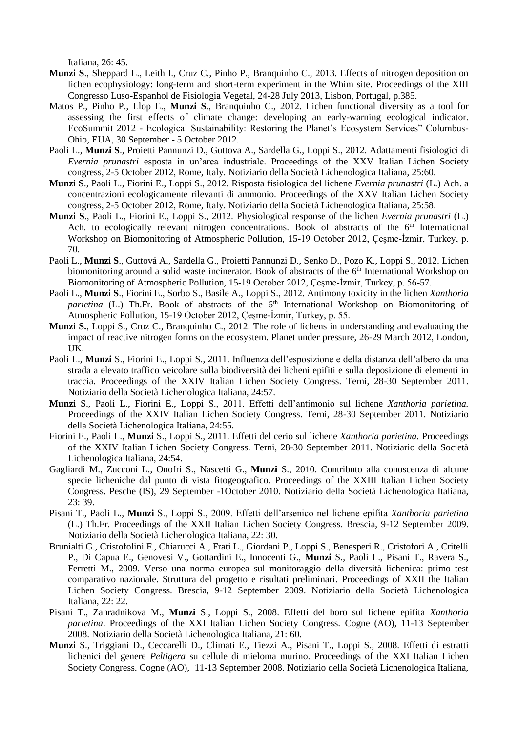Italiana, 26: 45.

- **Munzi S**., Sheppard L., Leith I., Cruz C., Pinho P., Branquinho C., 2013. Effects of nitrogen deposition on lichen ecophysiology: long-term and short-term experiment in the Whim site. Proceedings of the XIII Congresso Luso-Espanhol de Fisiologia Vegetal, 24-28 July 2013, Lisbon, Portugal, p.385.
- Matos P., Pinho P., Llop E., **Munzi S**., Branquinho C., 2012. Lichen functional diversity as a tool for assessing the first effects of climate change: developing an early-warning ecological indicator. EcoSummit 2012 - Ecological Sustainability: Restoring the Planet's Ecosystem Services" Columbus-Ohio, EUA, 30 September - 5 October 2012.
- Paoli L., **Munzi S**., Proietti Pannunzi D., Guttova A., Sardella G., Loppi S., 2012. Adattamenti fisiologici di *Evernia prunastri* esposta in un'area industriale. Proceedings of the XXV Italian Lichen Society congress, 2-5 October 2012, Rome, Italy. Notiziario della Società Lichenologica Italiana, 25:60.
- **Munzi S**., Paoli L., Fiorini E., Loppi S., 2012. Risposta fisiologica del lichene *Evernia prunastri* (L.) Ach. a concentrazioni ecologicamente rilevanti di ammonio. Proceedings of the XXV Italian Lichen Society congress, 2-5 October 2012, Rome, Italy. Notiziario della Società Lichenologica Italiana, 25:58.
- **Munzi S**., Paoli L., Fiorini E., Loppi S., 2012. Physiological response of the lichen *Evernia prunastri* (L.) Ach. to ecologically relevant nitrogen concentrations. Book of abstracts of the 6th International Workshop on Biomonitoring of Atmospheric Pollution, 15-19 October 2012, Çeşme-İzmir, Turkey, p. 70.
- Paoli L., **Munzi S**., Guttová A., Sardella G., Proietti Pannunzi D., Senko D., Pozo K., Loppi S., 2012. Lichen biomonitoring around a solid waste incinerator. Book of abstracts of the 6th International Workshop on Biomonitoring of Atmospheric Pollution, 15-19 October 2012, Çeşme-İzmir, Turkey, p. 56-57.
- Paoli L., **Munzi S**., Fiorini E., Sorbo S., Basile A., Loppi S., 2012. Antimony toxicity in the lichen *Xanthoria parietina* (L.) Th.Fr. Book of abstracts of the 6th International Workshop on Biomonitoring of Atmospheric Pollution, 15-19 October 2012, Çeşme-İzmir, Turkey, p. 55.
- **Munzi S.**, Loppi S., Cruz C., Branquinho C., 2012. The role of lichens in understanding and evaluating the impact of reactive nitrogen forms on the ecosystem. Planet under pressure, 26-29 March 2012, London, UK.
- Paoli L., **Munzi** S., Fiorini E., Loppi S., 2011. Influenza dell'esposizione e della distanza dell'albero da una strada a elevato traffico veicolare sulla biodiversità dei licheni epifiti e sulla deposizione di elementi in traccia. Proceedings of the XXIV Italian Lichen Society Congress. Terni, 28-30 September 2011. Notiziario della Società Lichenologica Italiana, 24:57.
- **Munzi** S., Paoli L., Fiorini E., Loppi S., 2011. Effetti dell'antimonio sul lichene *Xanthoria parietina.* Proceedings of the XXIV Italian Lichen Society Congress. Terni, 28-30 September 2011. Notiziario della Società Lichenologica Italiana, 24:55.
- Fiorini E., Paoli L., **Munzi** S., Loppi S., 2011. Effetti del cerio sul lichene *Xanthoria parietina.* Proceedings of the XXIV Italian Lichen Society Congress. Terni, 28-30 September 2011. Notiziario della Società Lichenologica Italiana, 24:54.
- Gagliardi M., Zucconi L., Onofri S., Nascetti G., **Munzi** S., 2010. Contributo alla conoscenza di alcune specie licheniche dal punto di vista fitogeografico. Proceedings of the XXIII Italian Lichen Society Congress. Pesche (IS), 29 September -1October 2010. Notiziario della Società Lichenologica Italiana, 23: 39.
- Pisani T., Paoli L., **Munzi** S., Loppi S., 2009. Effetti dell'arsenico nel lichene epifita *Xanthoria parietina* (L.) Th.Fr. Proceedings of the XXII Italian Lichen Society Congress. Brescia, 9-12 September 2009. Notiziario della Società Lichenologica Italiana, 22: 30.
- Brunialti G., Cristofolini F., Chiarucci A., Frati L., Giordani P., Loppi S., Benesperi R., Cristofori A., Critelli P., Di Capua E., Genovesi V., Gottardini E., Innocenti G., **Munzi** S., Paoli L., Pisani T., Ravera S., Ferretti M., 2009. Verso una norma europea sul monitoraggio della diversità lichenica: primo test comparativo nazionale. Struttura del progetto e risultati preliminari. Proceedings of XXII the Italian Lichen Society Congress. Brescia, 9-12 September 2009. Notiziario della Società Lichenologica Italiana, 22: 22.
- Pisani T., Zahradnikova M., **Munzi** S., Loppi S., 2008. Effetti del boro sul lichene epifita *Xanthoria parietina*. Proceedings of the XXI Italian Lichen Society Congress. Cogne (AO), 11-13 September 2008. Notiziario della Società Lichenologica Italiana, 21: 60.
- **Munzi** S., Triggiani D., Ceccarelli D., Climati E., Tiezzi A., Pisani T., Loppi S., 2008. Effetti di estratti lichenici del genere *Peltigera* su cellule di mieloma murino. Proceedings of the XXI Italian Lichen Society Congress. Cogne (AO), 11-13 September 2008. Notiziario della Società Lichenologica Italiana,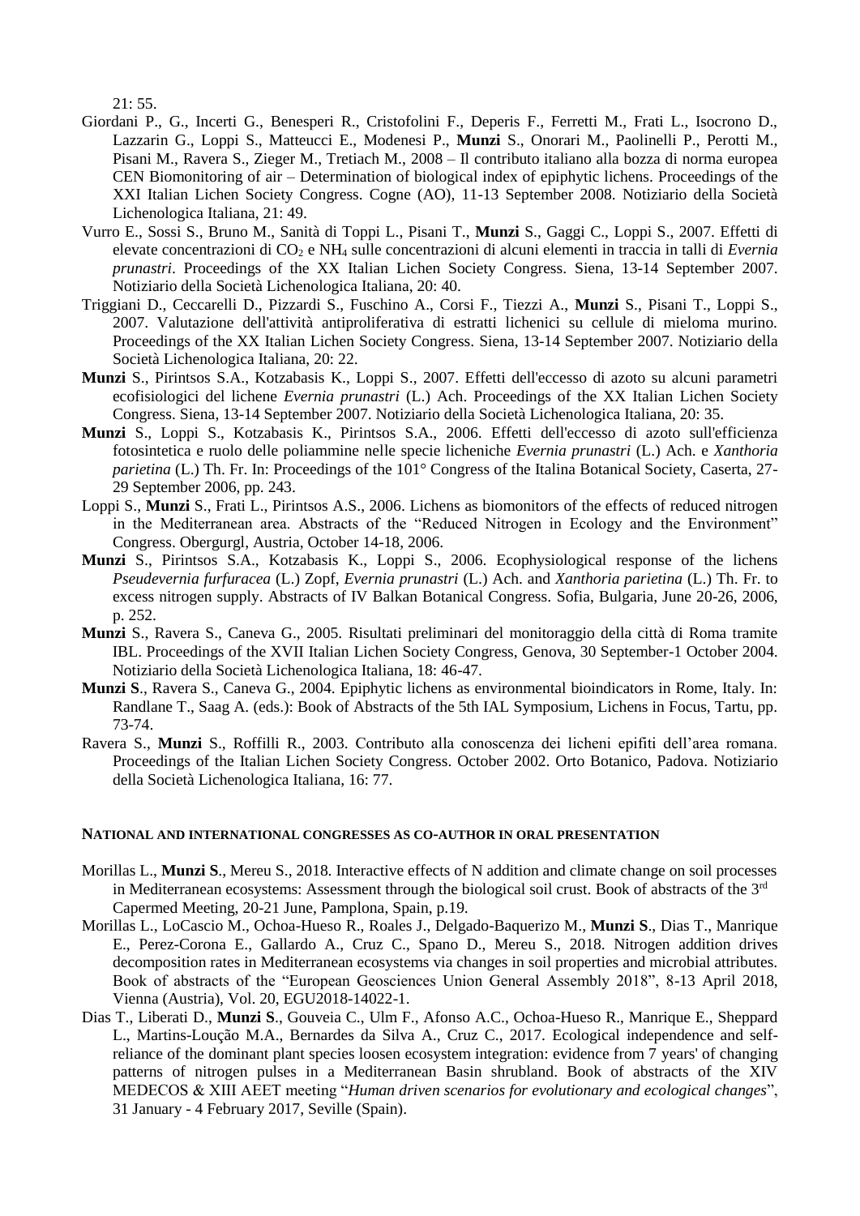21: 55.

Giordani P., G., Incerti G., Benesperi R., Cristofolini F., Deperis F., Ferretti M., Frati L., Isocrono D., Lazzarin G., Loppi S., Matteucci E., Modenesi P., **Munzi** S., Onorari M., Paolinelli P., Perotti M., Pisani M., Ravera S., Zieger M., Tretiach M., 2008 – Il contributo italiano alla bozza di norma europea CEN Biomonitoring of air – Determination of biological index of epiphytic lichens. Proceedings of the XXI Italian Lichen Society Congress. Cogne (AO), 11-13 September 2008. Notiziario della Società Lichenologica Italiana, 21: 49.

Vurro E., Sossi S., Bruno M., Sanità di Toppi L., Pisani T., **Munzi** S., Gaggi C., Loppi S., 2007. Effetti di elevate concentrazioni di $CO_2$ e $NH_4$ sulle concentrazioni di alcuni elementi in traccia in talli di *Evernia prunastri*. Proceedings of the XX Italian Lichen Society Congress. Siena, 13-14 September 2007. Notiziario della Società Lichenologica Italiana, 20: 40.

Triggiani D., Ceccarelli D., Pizzardi S., Fuschino A., Corsi F., Tiezzi A., **Munzi** S., Pisani T., Loppi S., 2007. Valutazione dell'attività antiproliferativa di estratti lichenici su cellule di mieloma murino. Proceedings of the XX Italian Lichen Society Congress. Siena, 13-14 September 2007. Notiziario della Società Lichenologica Italiana, 20: 22.

**Munzi** S., Pirintsos S.A., Kotzabasis K., Loppi S., 2007. Effetti dell'eccesso di azoto su alcuni parametri ecofisiologici del lichene *Evernia prunastri* (L.) Ach. Proceedings of the XX Italian Lichen Society Congress. Siena, 13-14 September 2007. Notiziario della Società Lichenologica Italiana, 20: 35.

**Munzi** S., Loppi S., Kotzabasis K., Pirintsos S.A., 2006. Effetti dell'eccesso di azoto sull'efficienza fotosintetica e ruolo delle poliammine nelle specie licheniche *Evernia prunastri* (L.) Ach. e *Xanthoria parietina* (L.) Th. Fr. In: Proceedings of the 101° Congress of the Italina Botanical Society, Caserta, 27-29 September 2006, pp. 243.

Loppi S., **Munzi** S., Frati L., Pirintsos A.S., 2006. Lichens as biomonitors of the effects of reduced nitrogen in the Mediterranean area. Abstracts of the "Reduced Nitrogen in Ecology and the Environment" Congress. Obergurgl, Austria, October 14-18, 2006.

**Munzi** S., Pirintsos S.A., Kotzabasis K., Loppi S., 2006. Ecophysiological response of the lichens *Pseudevernia furfuracea* (L.) Zopf, *Evernia prunastri* (L.) Ach. and *Xanthoria parietina* (L.) Th. Fr. to excess nitrogen supply. Abstracts of IV Balkan Botanical Congress. Sofia, Bulgaria, June 20-26, 2006, p. 252.

**Munzi** S., Ravera S., Caneva G., 2005. Risultati preliminari del monitoraggio della città di Roma tramite IBL. Proceedings of the XVII Italian Lichen Society Congress, Genova, 30 September-1 October 2004. Notiziario della Società Lichenologica Italiana, 18: 46-47.

**Munzi S**., Ravera S., Caneva G., 2004. Epiphytic lichens as environmental bioindicators in Rome, Italy. In: Randlane T., Saag A. (eds.): Book of Abstracts of the 5th IAL Symposium, Lichens in Focus, Tartu, pp. 73-74.

Ravera S., **Munzi** S., Roffilli R., 2003. Contributo alla conoscenza dei licheni epifiti dell'area romana. Proceedings of the Italian Lichen Society Congress. October 2002. Orto Botanico, Padova. Notiziario della Società Lichenologica Italiana, 16: 77.

#### NATIONAL AND INTERNATIONAL CONGRESSES AS CO-AUTHOR IN ORAL PRESENTATION

Morillas L., **Munzi S**., Mereu S., 2018. Interactive effects of N addition and climate change on soil processes in Mediterranean ecosystems: Assessment through the biological soil crust. Book of abstracts of the 3rd Capermed Meeting, 20-21 June, Pamplona, Spain, p.19.

Morillas L., LoCascio M., Ochoa-Hueso R., Roales J., Delgado-Baquerizo M., **Munzi S**., Dias T., Manrique E., Perez-Corona E., Gallardo A., Cruz C., Spano D., Mereu S., 2018. Nitrogen addition drives decomposition rates in Mediterranean ecosystems via changes in soil properties and microbial attributes. Book of abstracts of the "European Geosciences Union General Assembly 2018", 8-13 April 2018, Vienna (Austria), Vol. 20, EGU2018-14022-1.

Dias T., Liberati D., **Munzi S**., Gouveia C., Ulm F., Afonso A.C., Ochoa-Hueso R., Manrique E., Sheppard L., Martins-Loução M.A., Bernardes da Silva A., Cruz C., 2017. Ecological independence and self-reliance of the dominant plant species loosen ecosystem integration: evidence from 7 years' of changing patterns of nitrogen pulses in a Mediterranean Basin shrubland. Book of abstracts of the XIV MEDECOS & XIII AEET meeting "*Human driven scenarios for evolutionary and ecological changes*", 31 January - 4 February 2017, Seville (Spain).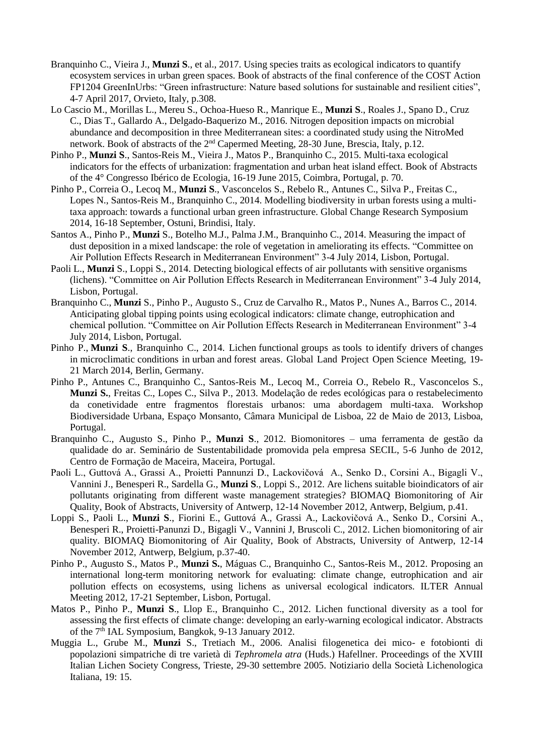Branquinho C., Vieira J., **Munzi S**., et al., 2017. Using species traits as ecological indicators to quantify ecosystem services in urban green spaces. Book of abstracts of the final conference of the COST Action FP1204 GreenInUrbs: "Green infrastructure: Nature based solutions for sustainable and resilient cities", 4-7 April 2017, Orvieto, Italy, p.308.

Lo Cascio M., Morillas L., Mereu S., Ochoa-Hueso R., Manrique E., **Munzi S**., Roales J., Spano D., Cruz C., Dias T., Gallardo A., Delgado-Baquerizo M., 2016. Nitrogen deposition impacts on microbial abundance and decomposition in three Mediterranean sites: a coordinated study using the NitroMed network. Book of abstracts of the 2nd Capermed Meeting, 28-30 June, Brescia, Italy, p.12.

Pinho P., **Munzi S**., Santos-Reis M., Vieira J., Matos P., Branquinho C., 2015. Multi-taxa ecological indicators for the effects of urbanization: fragmentation and urban heat island effect. Book of Abstracts of the 4° Congresso Ibérico de Ecologia, 16-19 June 2015, Coimbra, Portugal, p. 70.

Pinho P., Correia O., Lecoq M., **Munzi S**., Vasconcelos S., Rebelo R., Antunes C., Silva P., Freitas C., Lopes N., Santos-Reis M., Branquinho C., 2014. Modelling biodiversity in urban forests using a multi-taxa approach: towards a functional urban green infrastructure. Global Change Research Symposium 2014, 16-18 September, Ostuni, Brindisi, Italy.

Santos A., Pinho P., **Munzi** S., Botelho M.J., Palma J.M., Branquinho C., 2014. Measuring the impact of dust deposition in a mixed landscape: the role of vegetation in ameliorating its effects. "Committee on Air Pollution Effects Research in Mediterranean Environment" 3-4 July 2014, Lisbon, Portugal.

Paoli L., **Munzi** S., Loppi S., 2014. Detecting biological effects of air pollutants with sensitive organisms (lichens). "Committee on Air Pollution Effects Research in Mediterranean Environment" 3-4 July 2014, Lisbon, Portugal.

Branquinho C., **Munzi** S., Pinho P., Augusto S., Cruz de Carvalho R., Matos P., Nunes A., Barros C., 2014. Anticipating global tipping points using ecological indicators: climate change, eutrophication and chemical pollution. "Committee on Air Pollution Effects Research in Mediterranean Environment" 3-4 July 2014, Lisbon, Portugal.

Pinho P., **Munzi S**., Branquinho C., 2014. Lichen functional groups as tools to identify drivers of changes in microclimatic conditions in urban and forest areas. Global Land Project Open Science Meeting, 19-21 March 2014, Berlin, Germany.

Pinho P., Antunes C., Branquinho C., Santos-Reis M., Lecoq M., Correia O., Rebelo R., Vasconcelos S., **Munzi S.**, Freitas C., Lopes C., Silva P., 2013. Modelação de redes ecológicas para o restabelecimento da conetividade entre fragmentos florestais urbanos: uma abordagem multi-taxa. Workshop Biodiversidade Urbana, Espaço Monsanto, Câmara Municipal de Lisboa, 22 de Maio de 2013, Lisboa, Portugal.

Branquinho C., Augusto S., Pinho P., **Munzi S**., 2012. Biomonitores – uma ferramenta de gestão da qualidade do ar. Seminário de Sustentabilidade promovida pela empresa SECIL, 5-6 Junho de 2012, Centro de Formação de Maceira, Maceira, Portugal.

Paoli L., Guttová A., Grassi A., Proietti Pannunzi D., Lackovičová A., Senko D., Corsini A., Bigagli V., Vannini J., Benesperi R., Sardella G., **Munzi S**., Loppi S., 2012. Are lichens suitable bioindicators of air pollutants originating from different waste management strategies? BIOMAQ Biomonitoring of Air Quality, Book of Abstracts, University of Antwerp, 12-14 November 2012, Antwerp, Belgium, p.41.

Loppi S., Paoli L., **Munzi S**., Fiorini E., Guttová A., Grassi A., Lackovičová A., Senko D., Corsini A., Benesperi R., Proietti-Panunzi D., Bigagli V., Vannini J, Bruscoli C., 2012. Lichen biomonitoring of air quality. BIOMAQ Biomonitoring of Air Quality, Book of Abstracts, University of Antwerp, 12-14 November 2012, Antwerp, Belgium, p.37-40.

Pinho P., Augusto S., Matos P., **Munzi S.**, Máguas C., Branquinho C., Santos-Reis M., 2012. Proposing an international long-term monitoring network for evaluating: climate change, eutrophication and air pollution effects on ecosystems, using lichens as universal ecological indicators. ILTER Annual Meeting 2012, 17-21 September, Lisbon, Portugal.

Matos P., Pinho P., **Munzi S**., Llop E., Branquinho C., 2012. Lichen functional diversity as a tool for assessing the first effects of climate change: developing an early-warning ecological indicator. Abstracts of the 7th IAL Symposium, Bangkok, 9-13 January 2012.

Muggia L., Grube M., **Munzi** S., Tretiach M., 2006. Analisi filogenetica dei mico- e fotobionti di popolazioni simpatriche di tre varietà di *Tephromela atra* (Huds.) Hafellner. Proceedings of the XVIII Italian Lichen Society Congress, Trieste, 29-30 settembre 2005. Notiziario della Società Lichenologica Italiana, 19: 15.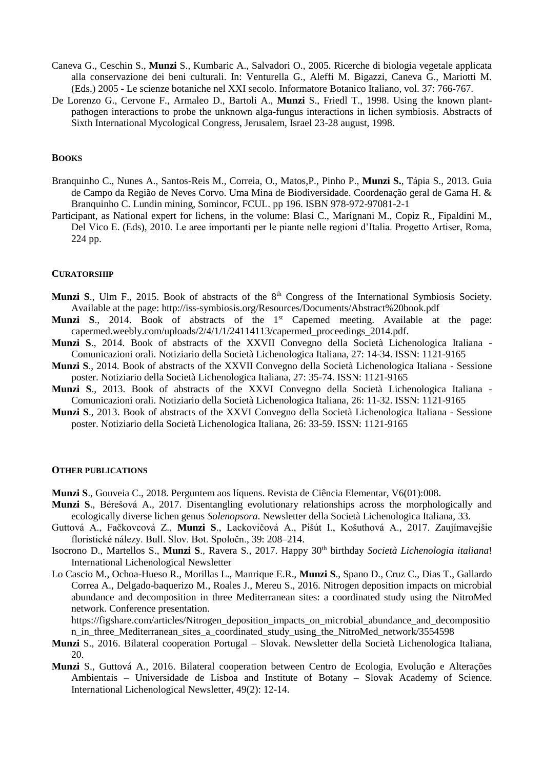Caneva G., Ceschin S., **Munzi** S., Kumbaric A., Salvadori O., 2005. Ricerche di biologia vegetale applicata alla conservazione dei beni culturali. In: Venturella G., Aleffi M. Bigazzi, Caneva G., Mariotti M. (Eds.) 2005 - Le scienze botaniche nel XXI secolo. Informatore Botanico Italiano, vol. 37: 766-767.

De Lorenzo G., Cervone F., Armaleo D., Bartoli A., **Munzi** S., Friedl T., 1998. Using the known plant-pathogen interactions to probe the unknown alga-fungus interactions in lichen symbiosis. Abstracts of Sixth International Mycological Congress, Jerusalem, Israel 23-28 august, 1998.

## BOOKS

Branquinho C., Nunes A., Santos-Reis M., Correia, O., Matos,P., Pinho P., **Munzi S.**, Tápia S., 2013. Guia de Campo da Região de Neves Corvo. Uma Mina de Biodiversidade. Coordenação geral de Gama H. & Branquinho C. Lundin mining, Somincor, FCUL. pp 196. ISBN 978-972-97081-2-1

Participant, as National expert for lichens, in the volume: Blasi C., Marignani M., Copiz R., Fipaldini M., Del Vico E. (Eds), 2010. Le aree importanti per le piante nelle regioni d'Italia. Progetto Artiser, Roma, 224 pp.

## CURATORSHIP

**Munzi S**., Ulm F., 2015. Book of abstracts of the 8th Congress of the International Symbiosis Society. Available at the page: http://iss-symbiosis.org/Resources/Documents/Abstract%20book.pdf

**Munzi S**., 2014. Book of abstracts of the 1st Capemed meeting. Available at the page: capermed.weebly.com/uploads/2/4/1/1/24114113/capermed_proceedings_2014.pdf.

**Munzi S**., 2014. Book of abstracts of the XXVII Convegno della Società Lichenologica Italiana - Comunicazioni orali. Notiziario della Società Lichenologica Italiana, 27: 14-34. ISSN: 1121-9165

**Munzi S**., 2014. Book of abstracts of the XXVII Convegno della Società Lichenologica Italiana - Sessione poster. Notiziario della Società Lichenologica Italiana, 27: 35-74. ISSN: 1121-9165

**Munzi S**., 2013. Book of abstracts of the XXVI Convegno della Società Lichenologica Italiana - Comunicazioni orali. Notiziario della Società Lichenologica Italiana, 26: 11-32. ISSN: 1121-9165

**Munzi S**., 2013. Book of abstracts of the XXVI Convegno della Società Lichenologica Italiana - Sessione poster. Notiziario della Società Lichenologica Italiana, 26: 33-59. ISSN: 1121-9165

## OTHER PUBLICATIONS

**Munzi S**., Gouveia C., 2018. Perguntem aos líquens. Revista de Ciência Elementar, V6(01):008.

**Munzi S**., Bérešová A., 2017. Disentangling evolutionary relationships across the morphologically and ecologically diverse lichen genus *Solenopsora*. Newsletter della Società Lichenologica Italiana, 33.

Guttová A., Fačkovcová Z., **Munzi S**., Lackovičová A., Pišút I., Košuthová A., 2017. Zaujímavejšie floristické nálezy. Bull. Slov. Bot. Spoločn., 39: 208–214.

Isocrono D., Martellos S., **Munzi S**., Ravera S., 2017. Happy 30th birthday *Società Lichenologia italiana*! International Lichenological Newsletter

Lo Cascio M., Ochoa-Hueso R., Morillas L., Manrique E.R., **Munzi S**., Spano D., Cruz C., Dias T., Gallardo Correa A., Delgado-baquerizo M., Roales J., Mereu S., 2016. Nitrogen deposition impacts on microbial abundance and decomposition in three Mediterranean sites: a coordinated study using the NitroMed network. Conference presentation. https://figshare.com/articles/Nitrogen_deposition_impacts_on_microbial_abundance_and_decomposition_in_three_Mediterranean_sites_a_coordinated_study_using_the_NitroMed_network/3554598

**Munzi** S., 2016. Bilateral cooperation Portugal – Slovak. Newsletter della Società Lichenologica Italiana, 20.

**Munzi** S., Guttová A., 2016. Bilateral cooperation between Centro de Ecologia, Evolução e Alterações Ambientais – Universidade de Lisboa and Institute of Botany – Slovak Academy of Science. International Lichenological Newsletter, 49(2): 12-14.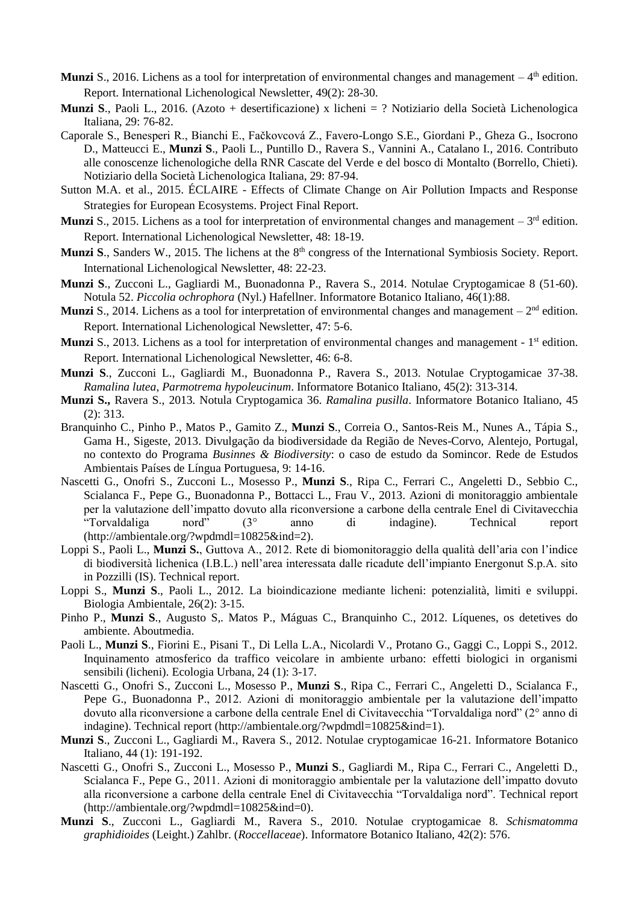**Munzi** S., 2016. Lichens as a tool for interpretation of environmental changes and management – 4th edition. Report. International Lichenological Newsletter, 49(2): 28-30.

**Munzi S**., Paoli L., 2016. (Azoto + desertificazione) x licheni = ? Notiziario della Società Lichenologica Italiana, 29: 76-82.

Caporale S., Benesperi R., Bianchi E., Fačkovcová Z., Favero-Longo S.E., Giordani P., Gheza G., Isocrono D., Matteucci E., **Munzi S**., Paoli L., Puntillo D., Ravera S., Vannini A., Catalano I., 2016. Contributo alle conoscenze lichenologiche della RNR Cascate del Verde e del bosco di Montalto (Borrello, Chieti). Notiziario della Società Lichenologica Italiana, 29: 87-94.

Sutton M.A. et al., 2015. ÉCLAIRE - Effects of Climate Change on Air Pollution Impacts and Response Strategies for European Ecosystems. Project Final Report.

**Munzi** S., 2015. Lichens as a tool for interpretation of environmental changes and management – 3rd edition. Report. International Lichenological Newsletter, 48: 18-19.

**Munzi S**., Sanders W., 2015. The lichens at the 8th congress of the International Symbiosis Society. Report. International Lichenological Newsletter, 48: 22-23.

**Munzi S**., Zucconi L., Gagliardi M., Buonadonna P., Ravera S., 2014. Notulae Cryptogamicae 8 (51-60). Notula 52. *Piccolia ochrophora* (Nyl.) Hafellner. Informatore Botanico Italiano, 46(1):88.

**Munzi** S., 2014. Lichens as a tool for interpretation of environmental changes and management – 2nd edition. Report. International Lichenological Newsletter, 47: 5-6.

**Munzi** S., 2013. Lichens as a tool for interpretation of environmental changes and management - 1st edition. Report. International Lichenological Newsletter, 46: 6-8.

**Munzi S**., Zucconi L., Gagliardi M., Buonadonna P., Ravera S., 2013. Notulae Cryptogamicae 37-38. *Ramalina lutea*, *Parmotrema hypoleucinum*. Informatore Botanico Italiano, 45(2): 313-314.

**Munzi S.,** Ravera S., 2013. Notula Cryptogamica 36. *Ramalina pusilla*. Informatore Botanico Italiano, 45 (2): 313.

Branquinho C., Pinho P., Matos P., Gamito Z., **Munzi S**., Correia O., Santos-Reis M., Nunes A., Tápia S., Gama H., Sigeste, 2013. Divulgação da biodiversidade da Região de Neves-Corvo, Alentejo, Portugal, no contexto do Programa *Businnes & Biodiversity*: o caso de estudo da Somincor. Rede de Estudos Ambientais Países de Língua Portuguesa, 9: 14-16.

Nascetti G., Onofri S., Zucconi L., Mosesso P., **Munzi S**., Ripa C., Ferrari C., Angeletti D., Sebbio C., Scialanca F., Pepe G., Buonadonna P., Bottacci L., Frau V., 2013. Azioni di monitoraggio ambientale per la valutazione dell'impatto dovuto alla riconversione a carbone della centrale Enel di Civitavecchia "Torvaldaliga nord" (3° anno di indagine). Technical report (http://ambientale.org/?wpdmdl=10825&ind=2).

Loppi S., Paoli L., **Munzi S.**, Guttova A., 2012. Rete di biomonitoraggio della qualità dell'aria con l'indice di biodiversità lichenica (I.B.L.) nell'area interessata dalle ricadute dell'impianto Energonut S.p.A. sito in Pozzilli (IS). Technical report.

Loppi S., **Munzi S**., Paoli L., 2012. La bioindicazione mediante licheni: potenzialità, limiti e sviluppi. Biologia Ambientale, 26(2): 3-15.

Pinho P., **Munzi S**., Augusto S,. Matos P., Máguas C., Branquinho C., 2012. Líquenes, os detetives do ambiente. Aboutmedia.

Paoli L., **Munzi S**., Fiorini E., Pisani T., Di Lella L.A., Nicolardi V., Protano G., Gaggi C., Loppi S., 2012. Inquinamento atmosferico da traffico veicolare in ambiente urbano: effetti biologici in organismi sensibili (licheni). Ecologia Urbana, 24 (1): 3-17.

Nascetti G., Onofri S., Zucconi L., Mosesso P., **Munzi S**., Ripa C., Ferrari C., Angeletti D., Scialanca F., Pepe G., Buonadonna P., 2012. Azioni di monitoraggio ambientale per la valutazione dell'impatto dovuto alla riconversione a carbone della centrale Enel di Civitavecchia "Torvaldaliga nord" (2° anno di indagine). Technical report (http://ambientale.org/?wpdmdl=10825&ind=1).

**Munzi S**., Zucconi L., Gagliardi M., Ravera S., 2012. Notulae cryptogamicae 16-21. Informatore Botanico Italiano, 44 (1): 191-192.

Nascetti G., Onofri S., Zucconi L., Mosesso P., **Munzi S**., Gagliardi M., Ripa C., Ferrari C., Angeletti D., Scialanca F., Pepe G., 2011. Azioni di monitoraggio ambientale per la valutazione dell'impatto dovuto alla riconversione a carbone della centrale Enel di Civitavecchia "Torvaldaliga nord". Technical report (http://ambientale.org/?wpdmdl=10825&ind=0).

**Munzi S**., Zucconi L., Gagliardi M., Ravera S., 2010. Notulae cryptogamicae 8. *Schismatomma graphidioides* (Leight.) Zahlbr. (*Roccellaceae*). Informatore Botanico Italiano, 42(2): 576.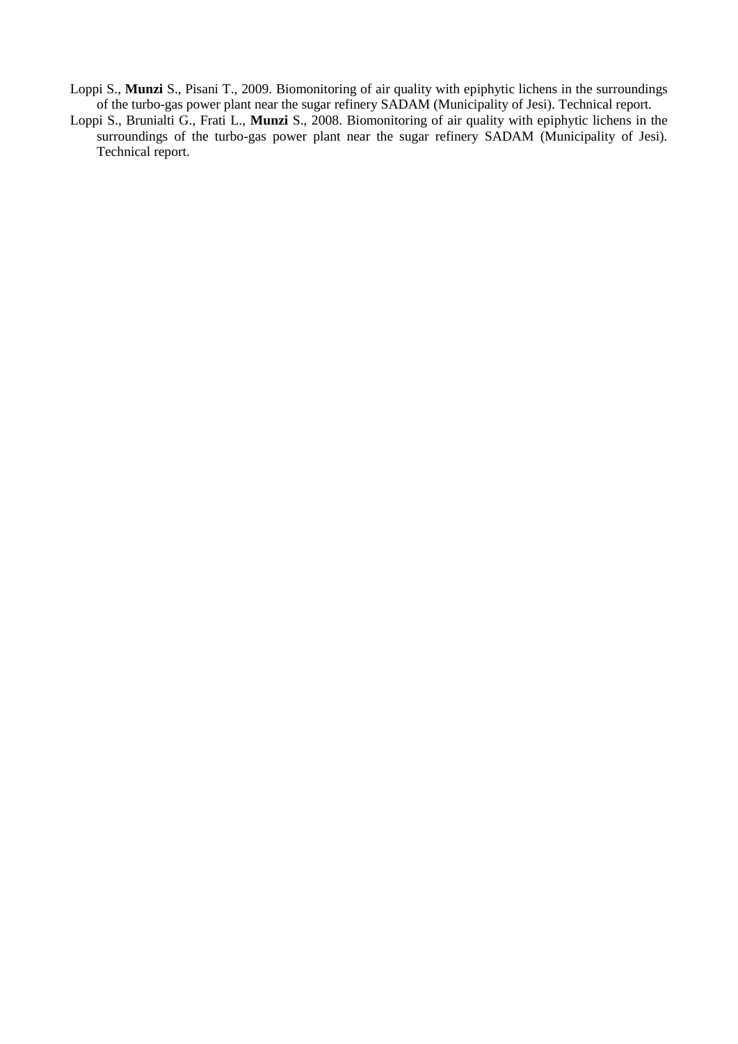Loppi S., **Munzi** S., Pisani T., 2009. Biomonitoring of air quality with epiphytic lichens in the surroundings of the turbo-gas power plant near the sugar refinery SADAM (Municipality of Jesi). Technical report.

Loppi S., Brunialti G., Frati L., **Munzi** S., 2008. Biomonitoring of air quality with epiphytic lichens in the surroundings of the turbo-gas power plant near the sugar refinery SADAM (Municipality of Jesi). Technical report.